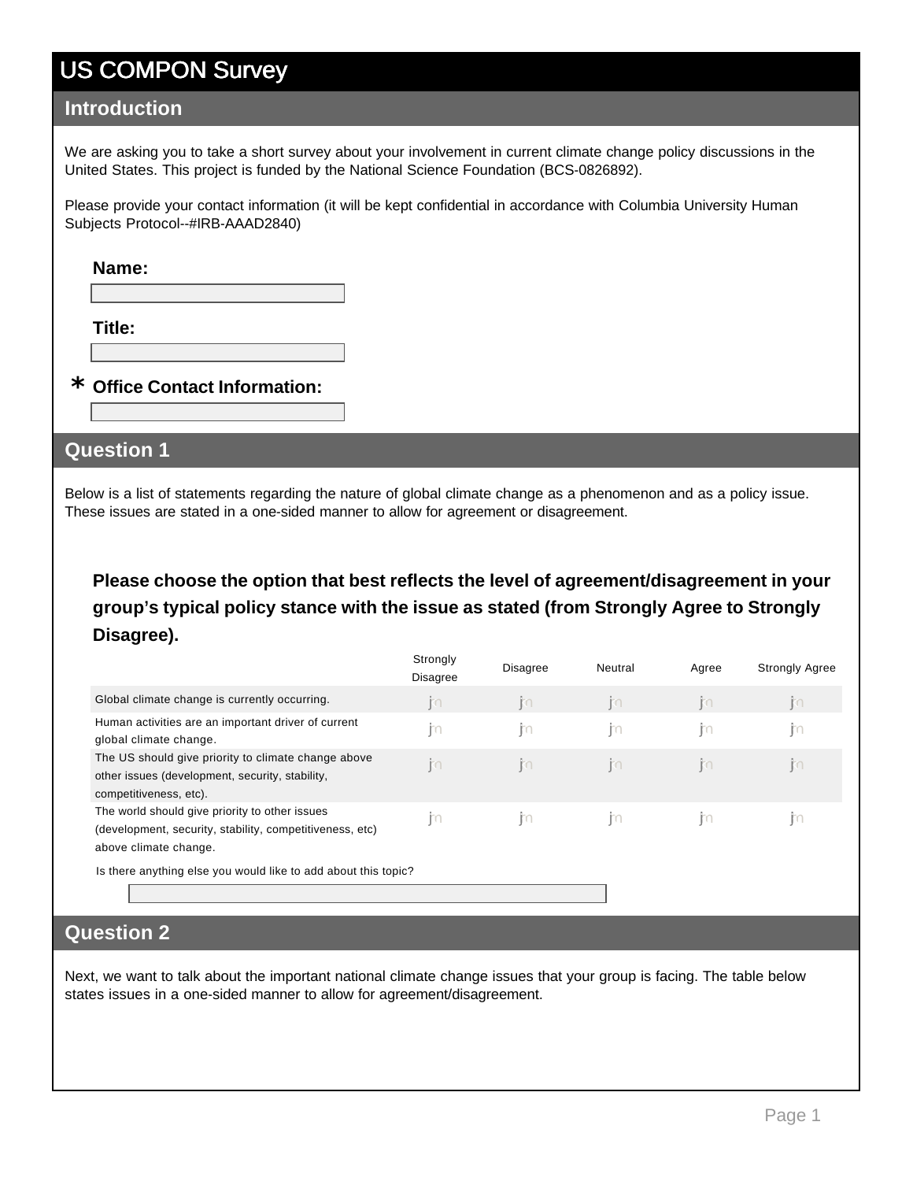# US COMPON Survey

## Introduction

We are asking you to take a short survey about your involvement in current climate change policy discussions in the United States. This project is funded by the National Science Foundation (BCS-0826892).

Please provide your contact information (it will be kept confidential in accordance with Columbia University Human Subjects Protocol--#IRB-AAAD2840)

**Name:**

**Title:**

* **Office Contact Information:**

## Question 1

Below is a list of statements regarding the nature of global climate change as a phenomenon and as a policy issue. These issues are stated in a one-sided manner to allow for agreement or disagreement.

**Please choose the option that best reflects the level of agreement/disagreement in your group's typical policy stance with the issue as stated (from Strongly Agree to Strongly Disagree).**

| | Strongly Disagree | Disagree | Neutral | Agree | Strongly Agree |
|---|---|---|---|---|---|
| Global climate change is currently occurring. | | | | | |
| Human activities are an important driver of current global climate change. | | | | | |
| The US should give priority to climate change above other issues (development, security, stability, competitiveness, etc). | | | | | |
| The world should give priority to other issues (development, security, stability, competitiveness, etc) above climate change. | | | | | |

Is there anything else you would like to add about this topic?

## Question 2

Next, we want to talk about the important national climate change issues that your group is facing. The table below states issues in a one-sided manner to allow for agreement/disagreement.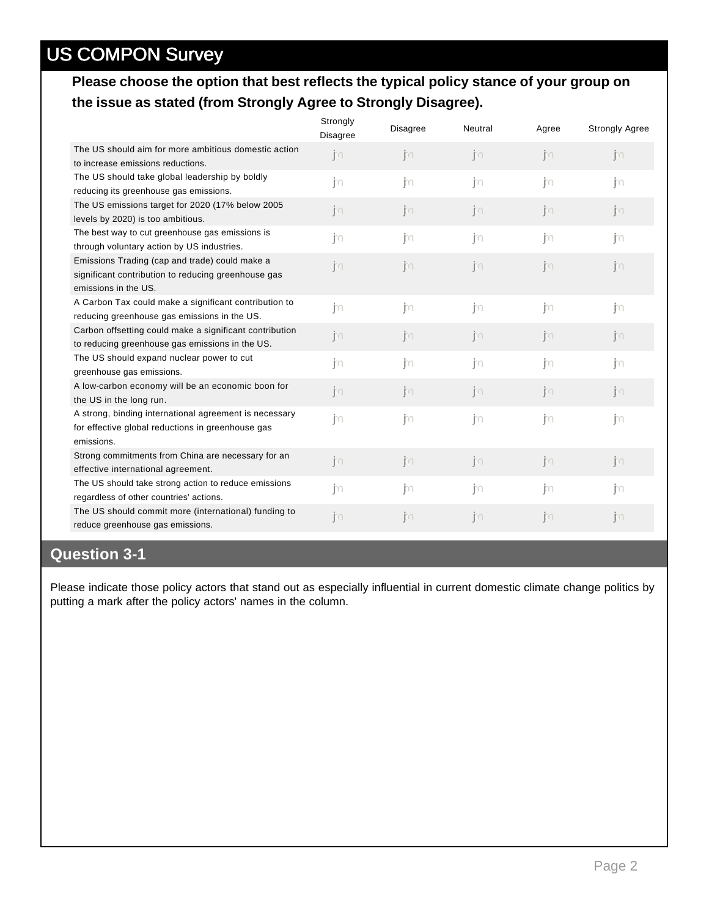# US COMPON Survey

**Please choose the option that best reflects the typical policy stance of your group on the issue as stated (from Strongly Agree to Strongly Disagree).**

| | Strongly Disagree | Disagree | Neutral | Agree | Strongly Agree |
|---|---|---|---|---|---|
| The US should aim for more ambitious domestic action to increase emissions reductions. | | | | | |
| The US should take global leadership by boldly reducing its greenhouse gas emissions. | | | | | |
| The US emissions target for 2020 (17% below 2005 levels by 2020) is too ambitious. | | | | | |
| The best way to cut greenhouse gas emissions is through voluntary action by US industries. | | | | | |
| Emissions Trading (cap and trade) could make a significant contribution to reducing greenhouse gas emissions in the US. | | | | | |
| A Carbon Tax could make a significant contribution to reducing greenhouse gas emissions in the US. | | | | | |
| Carbon offsetting could make a significant contribution to reducing greenhouse gas emissions in the US. | | | | | |
| The US should expand nuclear power to cut greenhouse gas emissions. | | | | | |
| A low-carbon economy will be an economic boon for the US in the long run. | | | | | |
| A strong, binding international agreement is necessary for effective global reductions in greenhouse gas emissions. | | | | | |
| Strong commitments from China are necessary for an effective international agreement. | | | | | |
| The US should take strong action to reduce emissions regardless of other countries' actions. | | | | | |
| The US should commit more (international) funding to reduce greenhouse gas emissions. | | | | | |

## Question 3-1

Please indicate those policy actors that stand out as especially influential in current domestic climate change politics by putting a mark after the policy actors' names in the column.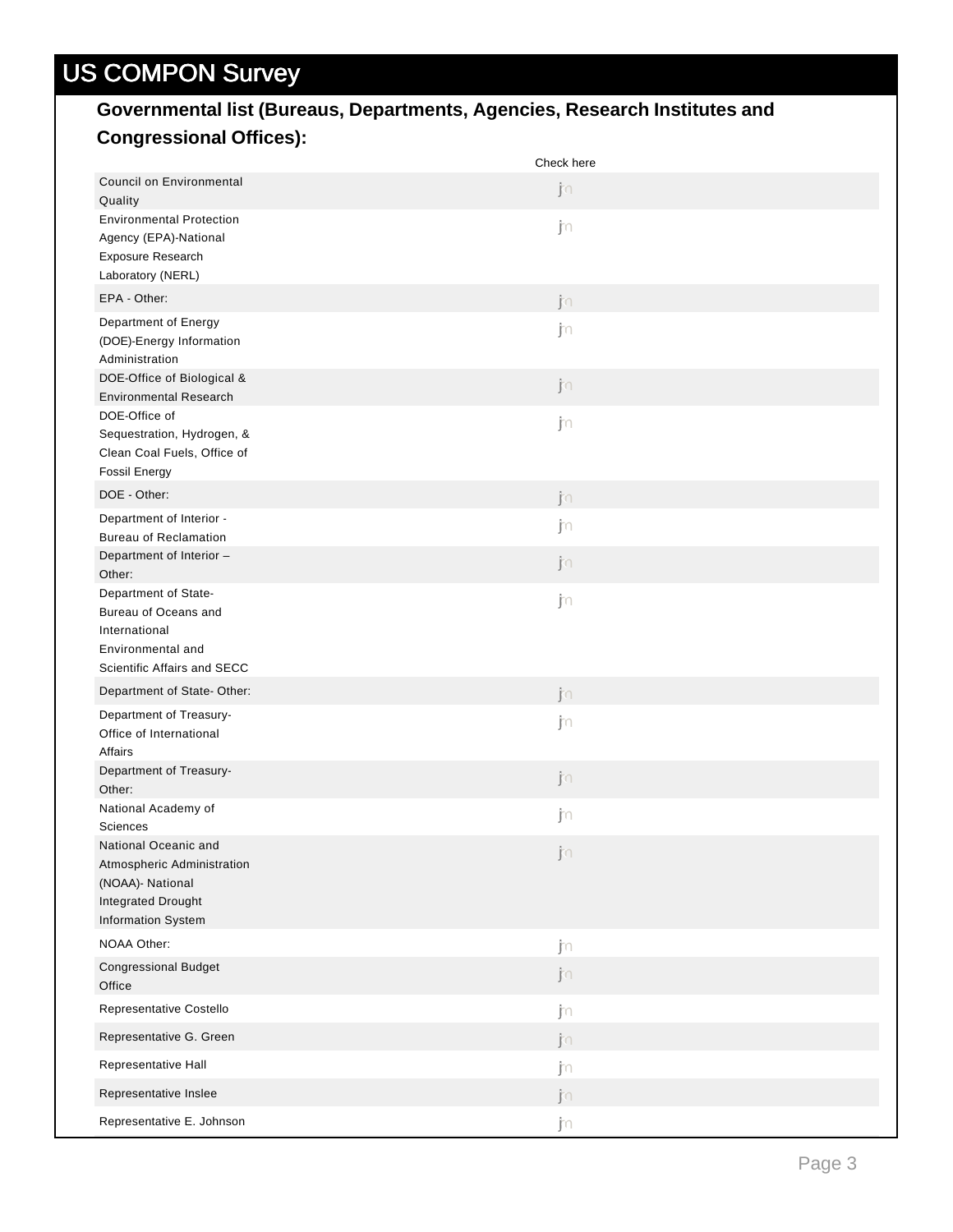# US COMPON Survey

**Governmental list (Bureaus, Departments, Agencies, Research Institutes and Congressional Offices):**

| | Check here |
|---|---|
| Council on Environmental Quality | |
| Environmental Protection Agency (EPA)-National Exposure Research Laboratory (NERL) | |
| EPA - Other: | |
| Department of Energy (DOE)-Energy Information Administration | |
| DOE-Office of Biological & Environmental Research | |
| DOE-Office of Sequestration, Hydrogen, & Clean Coal Fuels, Office of Fossil Energy | |
| DOE - Other: | |
| Department of Interior - Bureau of Reclamation | |
| Department of Interior – Other: | |
| Department of State-Bureau of Oceans and International Environmental and Scientific Affairs and SECC | |
| Department of State- Other: | |
| Department of Treasury-Office of International Affairs | |
| Department of Treasury-Other: | |
| National Academy of Sciences | |
| National Oceanic and Atmospheric Administration (NOAA)- National Integrated Drought Information System | |
| NOAA Other: | |
| Congressional Budget Office | |
| Representative Costello | |
| Representative G. Green | |
| Representative Hall | |
| Representative Inslee | |
| Representative E. Johnson | |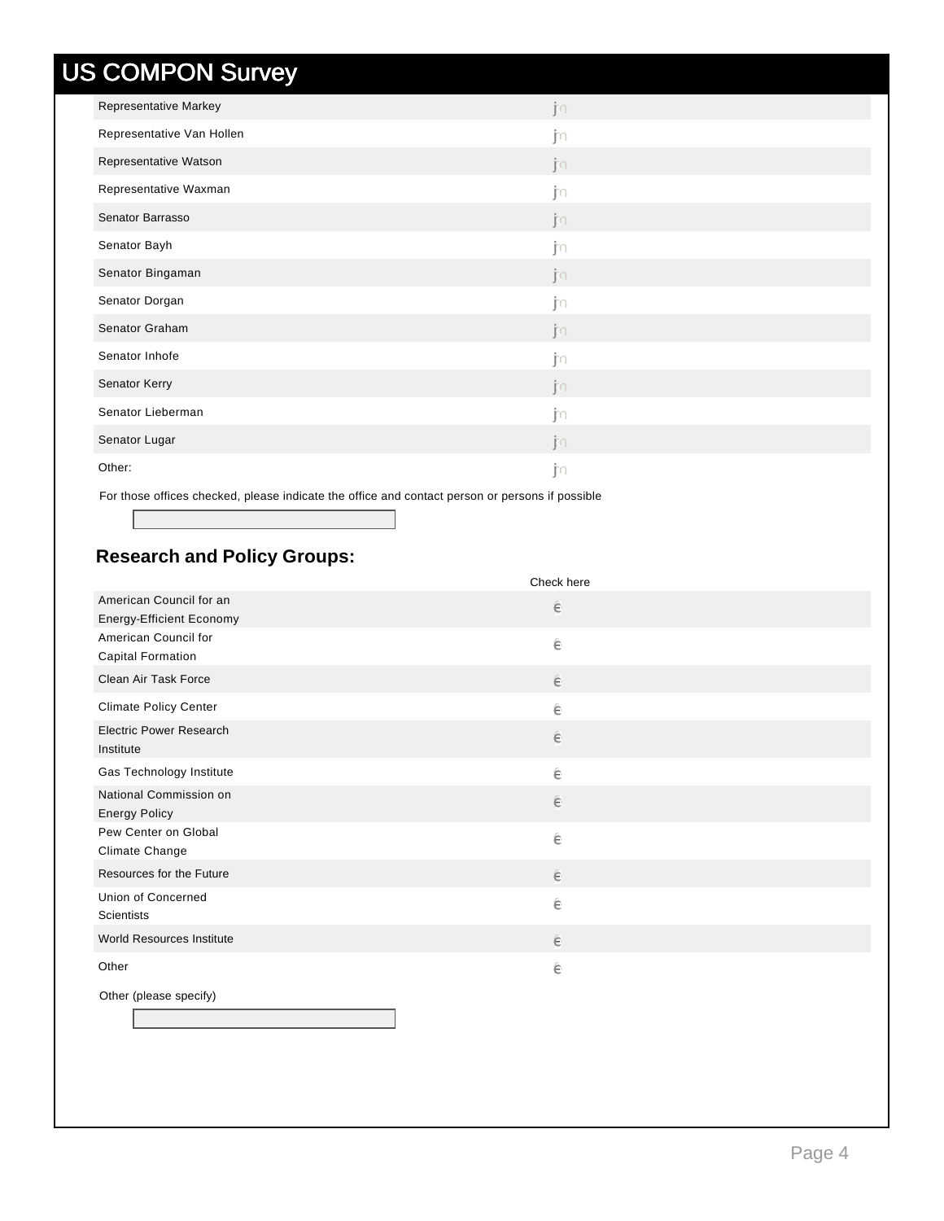## US COMPON Survey

| | |
|---|---|
| Representative Markey | |
| Representative Van Hollen | |
| Representative Watson | |
| Representative Waxman | |
| Senator Barrasso | |
| Senator Bayh | |
| Senator Bingaman | |
| Senator Dorgan | |
| Senator Graham | |
| Senator Inhofe | |
| Senator Kerry | |
| Senator Lieberman | |
| Senator Lugar | |
| Other: | |

For those offices checked, please indicate the office and contact person or persons if possible

### Research and Policy Groups:

| | Check here |
|---|---|
| American Council for an Energy-Efficient Economy | |
| American Council for Capital Formation | |
| Clean Air Task Force | |
| Climate Policy Center | |
| Electric Power Research Institute | |
| Gas Technology Institute | |
| National Commission on Energy Policy | |
| Pew Center on Global Climate Change | |
| Resources for the Future | |
| Union of Concerned Scientists | |
| World Resources Institute | |
| Other | |

Other (please specify)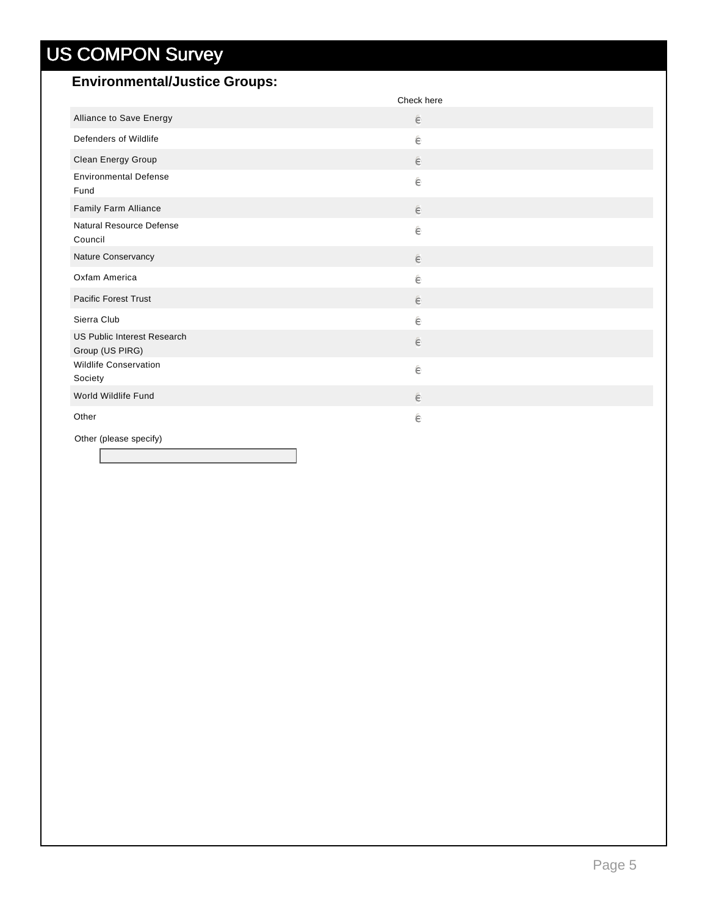# US COMPON Survey

## Environmental/Justice Groups:

| | Check here |
| --- | --- |
| Alliance to Save Energy | ☐ |
| Defenders of Wildlife | ☐ |
| Clean Energy Group | ☐ |
| Environmental Defense Fund | ☐ |
| Family Farm Alliance | ☐ |
| Natural Resource Defense Council | ☐ |
| Nature Conservancy | ☐ |
| Oxfam America | ☐ |
| Pacific Forest Trust | ☐ |
| Sierra Club | ☐ |
| US Public Interest Research Group (US PIRG) | ☐ |
| Wildlife Conservation Society | ☐ |
| World Wildlife Fund | ☐ |
| Other | ☐ |

Other (please specify)

[ ]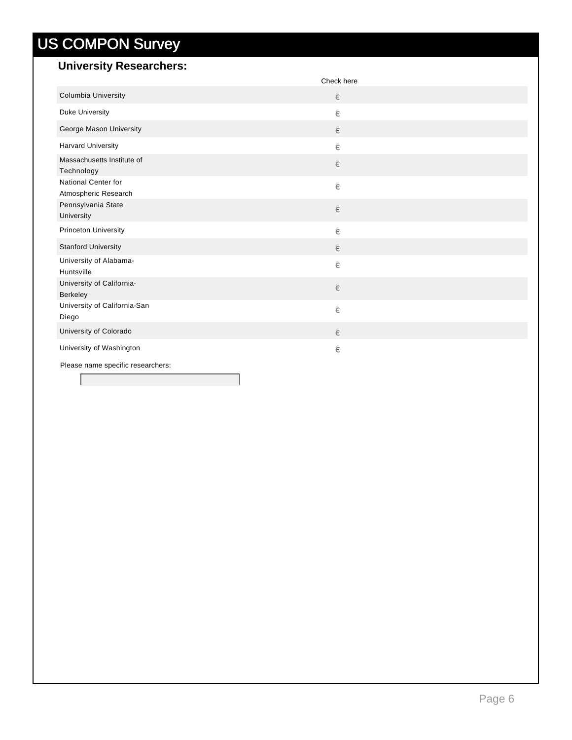# US COMPON Survey

## University Researchers:

| | Check here |
|---|---|
| Columbia University | é |
| Duke University | é |
| George Mason University | é |
| Harvard University | é |
| Massachusetts Institute of Technology | é |
| National Center for Atmospheric Research | é |
| Pennsylvania State University | é |
| Princeton University | é |
| Stanford University | é |
| University of Alabama-Huntsville | é |
| University of California-Berkeley | é |
| University of California-San Diego | é |
| University of Colorado | é |
| University of Washington | é |

Please name specific researchers: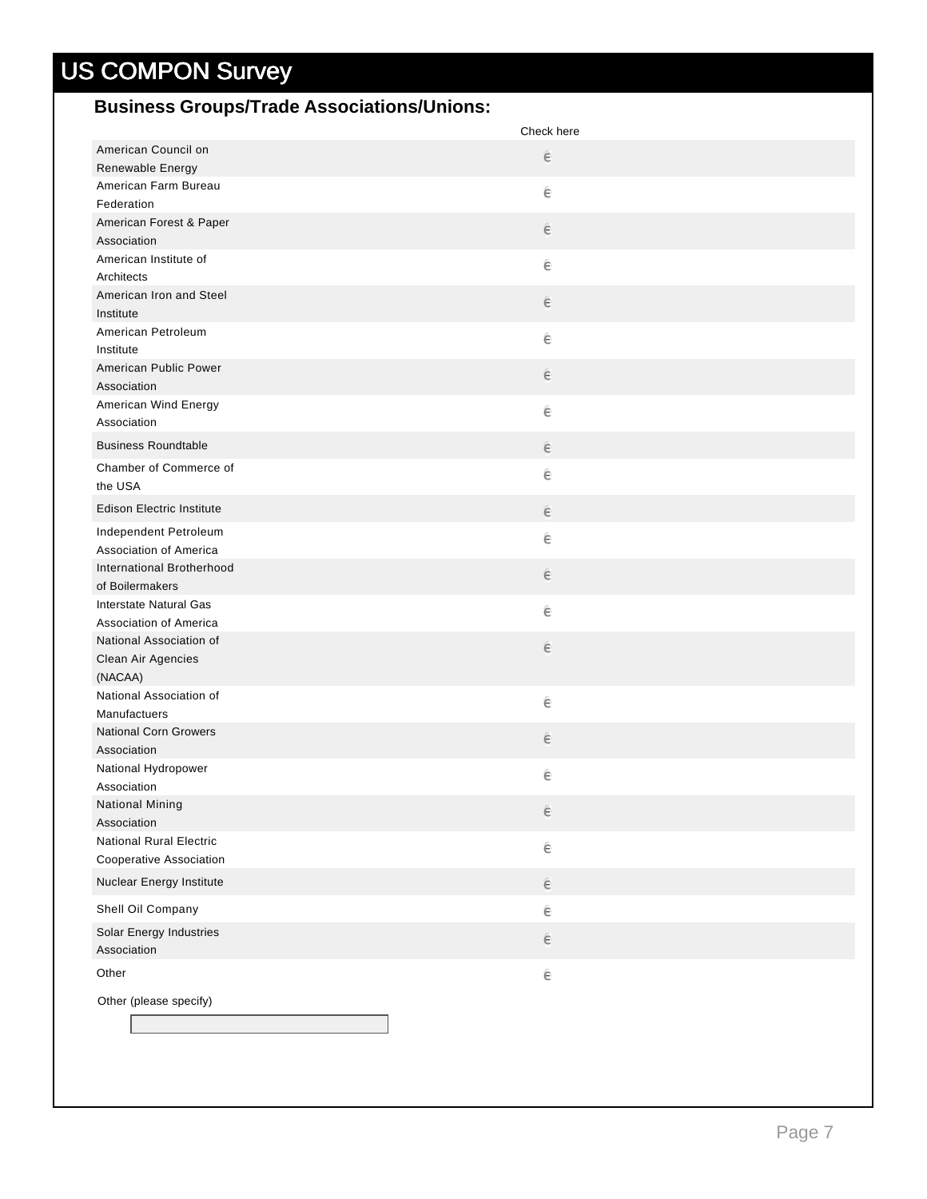# US COMPON Survey

## Business Groups/Trade Associations/Unions:

| | Check here |
|---|---|
| American Council on Renewable Energy | ☐ |
| American Farm Bureau Federation | ☐ |
| American Forest & Paper Association | ☐ |
| American Institute of Architects | ☐ |
| American Iron and Steel Institute | ☐ |
| American Petroleum Institute | ☐ |
| American Public Power Association | ☐ |
| American Wind Energy Association | ☐ |
| Business Roundtable | ☐ |
| Chamber of Commerce of the USA | ☐ |
| Edison Electric Institute | ☐ |
| Independent Petroleum Association of America | ☐ |
| International Brotherhood of Boilermakers | ☐ |
| Interstate Natural Gas Association of America | ☐ |
| National Association of Clean Air Agencies (NACAA) | ☐ |
| National Association of Manufactuers | ☐ |
| National Corn Growers Association | ☐ |
| National Hydropower Association | ☐ |
| National Mining Association | ☐ |
| National Rural Electric Cooperative Association | ☐ |
| Nuclear Energy Institute | ☐ |
| Shell Oil Company | ☐ |
| Solar Energy Industries Association | ☐ |
| Other | ☐ |

Other (please specify)

[ ]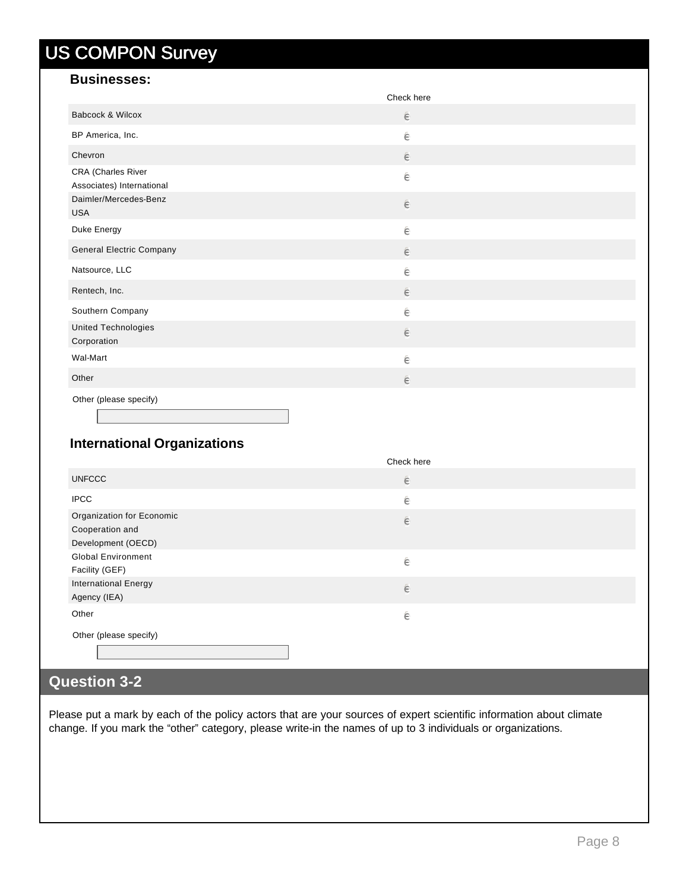# US COMPON Survey

### Businesses:

| | Check here |
|---|---|
| Babcock & Wilcox | є |
| BP America, Inc. | є |
| Chevron | є |
| CRA (Charles River Associates) International | є |
| Daimler/Mercedes-Benz USA | є |
| Duke Energy | є |
| General Electric Company | є |
| Natsource, LLC | є |
| Rentech, Inc. | є |
| Southern Company | є |
| United Technologies Corporation | є |
| Wal-Mart | є |
| Other | є |

Other (please specify)

### International Organizations

| | Check here |
|---|---|
| UNFCCC | є |
| IPCC | є |
| Organization for Economic Cooperation and Development (OECD) | є |
| Global Environment Facility (GEF) | є |
| International Energy Agency (IEA) | є |
| Other | є |

Other (please specify)

## Question 3-2

Please put a mark by each of the policy actors that are your sources of expert scientific information about climate change. If you mark the "other" category, please write-in the names of up to 3 individuals or organizations.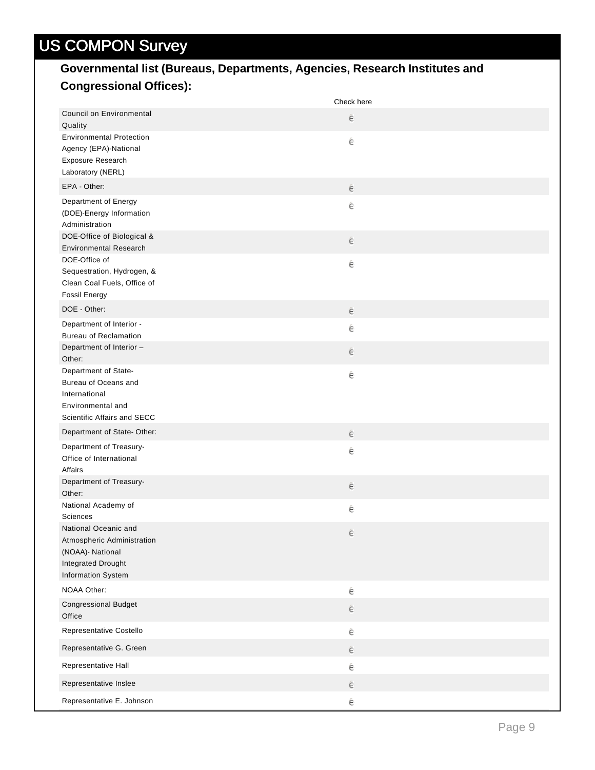# US COMPON Survey

**Governmental list (Bureaus, Departments, Agencies, Research Institutes and Congressional Offices):**

| | Check here |
|---|---|
| Council on Environmental Quality | є |
| Environmental Protection Agency (EPA)-National Exposure Research Laboratory (NERL) | є |
| EPA - Other: | є |
| Department of Energy (DOE)-Energy Information Administration | є |
| DOE-Office of Biological & Environmental Research | є |
| DOE-Office of Sequestration, Hydrogen, & Clean Coal Fuels, Office of Fossil Energy | є |
| DOE - Other: | є |
| Department of Interior - Bureau of Reclamation | є |
| Department of Interior – Other: | є |
| Department of State-Bureau of Oceans and International Environmental and Scientific Affairs and SECC | є |
| Department of State- Other: | є |
| Department of Treasury-Office of International Affairs | є |
| Department of Treasury-Other: | є |
| National Academy of Sciences | є |
| National Oceanic and Atmospheric Administration (NOAA)- National Integrated Drought Information System | є |
| NOAA Other: | є |
| Congressional Budget Office | є |
| Representative Costello | є |
| Representative G. Green | є |
| Representative Hall | є |
| Representative Inslee | є |
| Representative E. Johnson | є |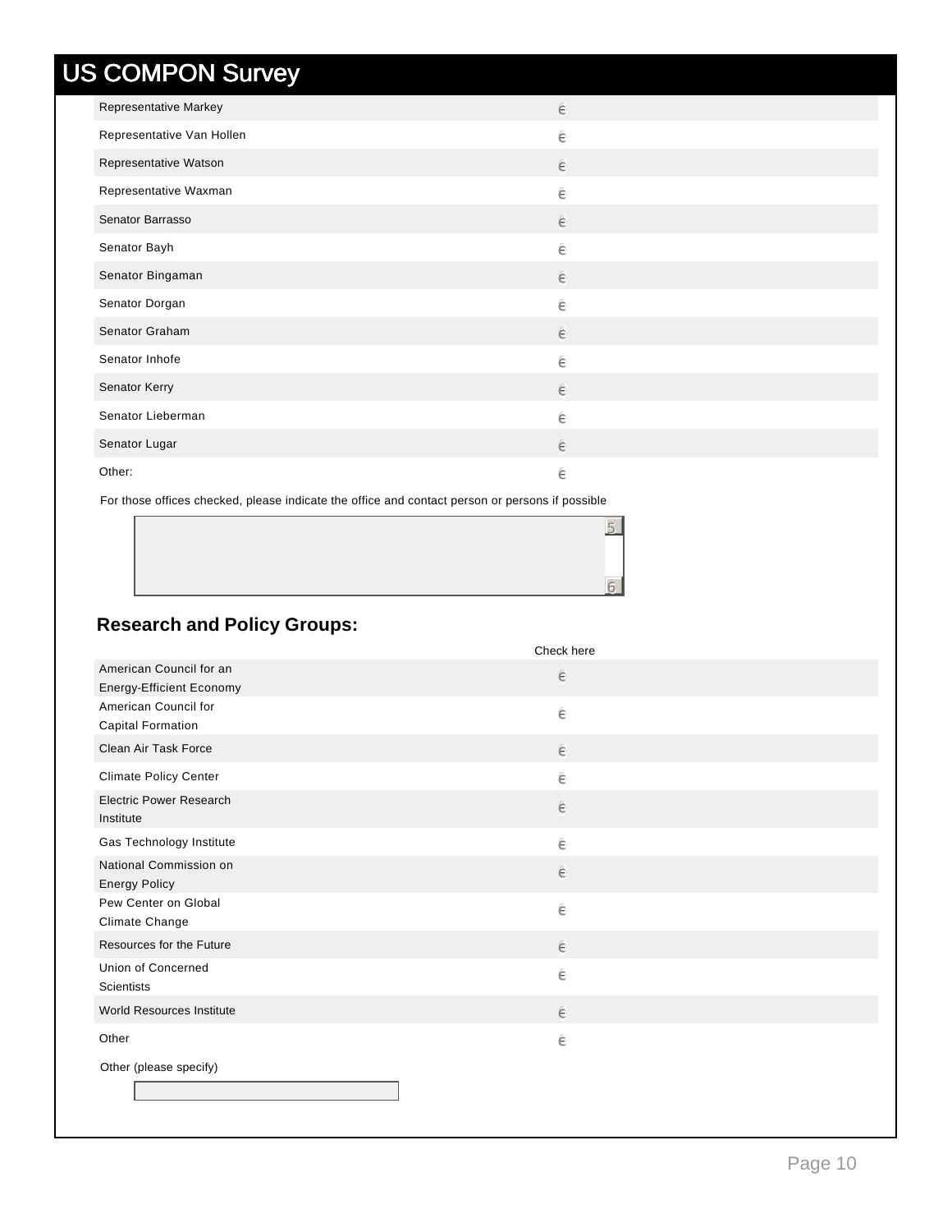# US COMPON Survey

| | |
|---|---|
| Representative Markey | ☐ |
| Representative Van Hollen | ☐ |
| Representative Watson | ☐ |
| Representative Waxman | ☐ |
| Senator Barrasso | ☐ |
| Senator Bayh | ☐ |
| Senator Bingaman | ☐ |
| Senator Dorgan | ☐ |
| Senator Graham | ☐ |
| Senator Inhofe | ☐ |
| Senator Kerry | ☐ |
| Senator Lieberman | ☐ |
| Senator Lugar | ☐ |
| Other: | ☐ |

For those offices checked, please indicate the office and contact person or persons if possible

## Research and Policy Groups:

| | Check here |
|---|---|
| American Council for an Energy-Efficient Economy | ☐ |
| American Council for Capital Formation | ☐ |
| Clean Air Task Force | ☐ |
| Climate Policy Center | ☐ |
| Electric Power Research Institute | ☐ |
| Gas Technology Institute | ☐ |
| National Commission on Energy Policy | ☐ |
| Pew Center on Global Climate Change | ☐ |
| Resources for the Future | ☐ |
| Union of Concerned Scientists | ☐ |
| World Resources Institute | ☐ |
| Other | ☐ |

Other (please specify)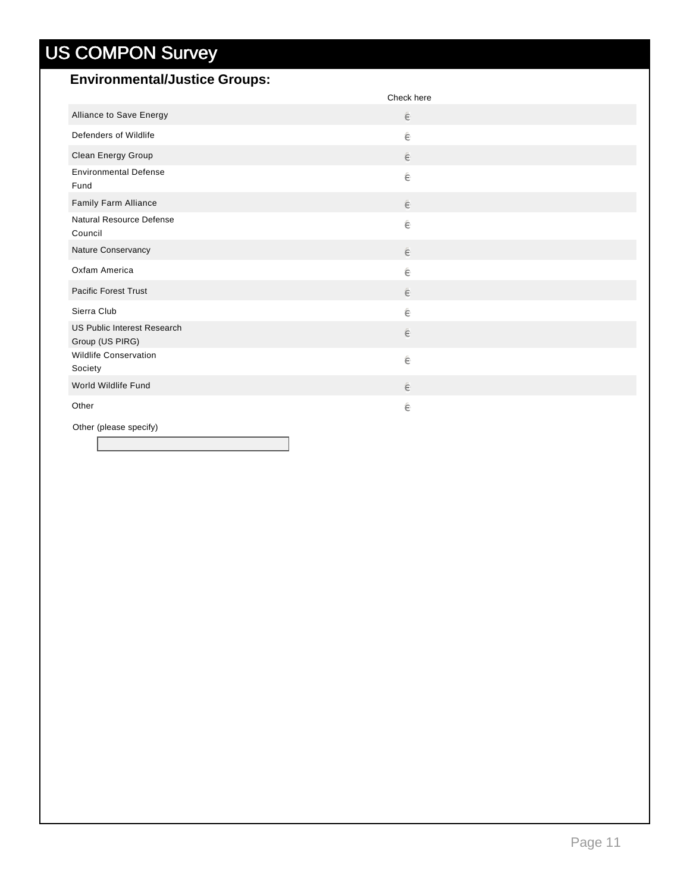# US COMPON Survey

## Environmental/Justice Groups:

| | Check here |
| --- | --- |
| Alliance to Save Energy | ∈ |
| Defenders of Wildlife | ∈ |
| Clean Energy Group | ∈ |
| Environmental Defense Fund | ∈ |
| Family Farm Alliance | ∈ |
| Natural Resource Defense Council | ∈ |
| Nature Conservancy | ∈ |
| Oxfam America | ∈ |
| Pacific Forest Trust | ∈ |
| Sierra Club | ∈ |
| US Public Interest Research Group (US PIRG) | ∈ |
| Wildlife Conservation Society | ∈ |
| World Wildlife Fund | ∈ |
| Other | ∈ |

Other (please specify)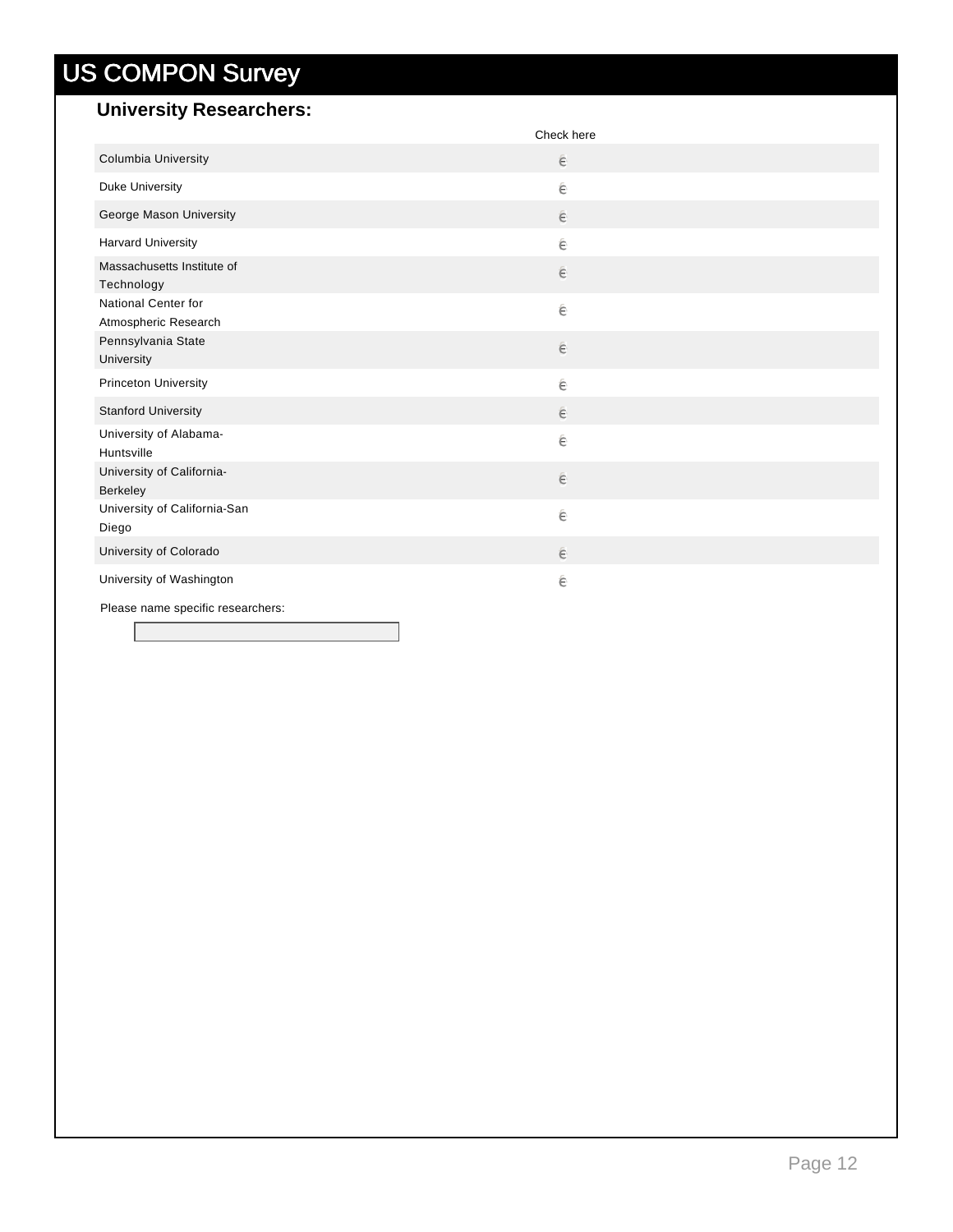# US COMPON Survey

## University Researchers:

| | Check here |
|---|---|
| Columbia University | ☐ |
| Duke University | ☐ |
| George Mason University | ☐ |
| Harvard University | ☐ |
| Massachusetts Institute of Technology | ☐ |
| National Center for Atmospheric Research | ☐ |
| Pennsylvania State University | ☐ |
| Princeton University | ☐ |
| Stanford University | ☐ |
| University of Alabama-Huntsville | ☐ |
| University of California-Berkeley | ☐ |
| University of California-San Diego | ☐ |
| University of Colorado | ☐ |
| University of Washington | ☐ |

Please name specific researchers:

\_\_\_\_\_\_\_\_\_\_\_\_\_\_\_\_\_\_\_\_\_\_\_\_\_\_\_\_\_\_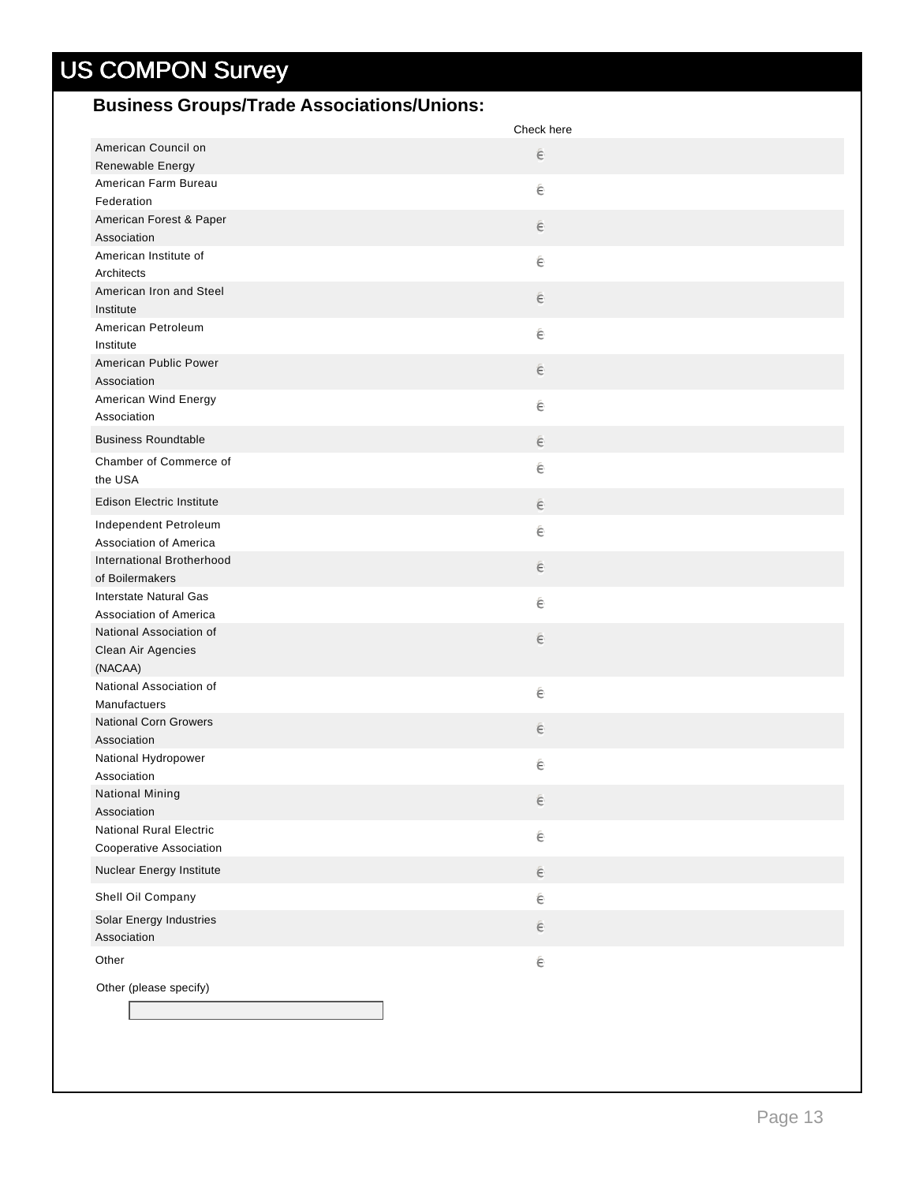# US COMPON Survey

## Business Groups/Trade Associations/Unions:

| | Check here |
|---|---|
| American Council on Renewable Energy | ∈ |
| American Farm Bureau Federation | ∈ |
| American Forest & Paper Association | ∈ |
| American Institute of Architects | ∈ |
| American Iron and Steel Institute | ∈ |
| American Petroleum Institute | ∈ |
| American Public Power Association | ∈ |
| American Wind Energy Association | ∈ |
| Business Roundtable | ∈ |
| Chamber of Commerce of the USA | ∈ |
| Edison Electric Institute | ∈ |
| Independent Petroleum Association of America | ∈ |
| International Brotherhood of Boilermakers | ∈ |
| Interstate Natural Gas Association of America | ∈ |
| National Association of Clean Air Agencies (NACAA) | ∈ |
| National Association of Manufactuers | ∈ |
| National Corn Growers Association | ∈ |
| National Hydropower Association | ∈ |
| National Mining Association | ∈ |
| National Rural Electric Cooperative Association | ∈ |
| Nuclear Energy Institute | ∈ |
| Shell Oil Company | ∈ |
| Solar Energy Industries Association | ∈ |
| Other | ∈ |

Other (please specify)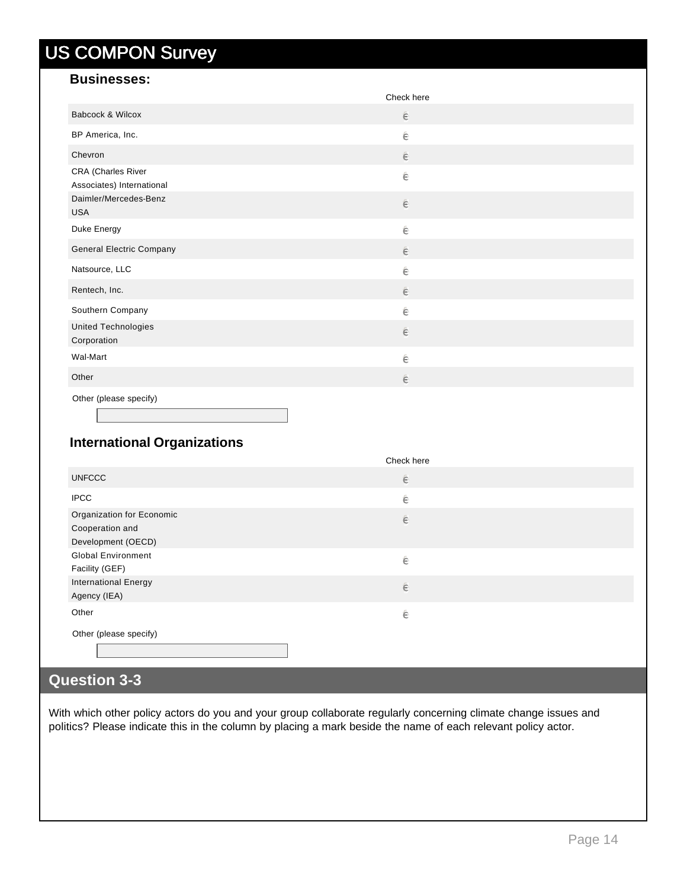# US COMPON Survey

**Businesses:**

| | Check here |
|---|---|
| Babcock & Wilcox | ∈ |
| BP America, Inc. | ∈ |
| Chevron | ∈ |
| CRA (Charles River Associates) International | ∈ |
| Daimler/Mercedes-Benz USA | ∈ |
| Duke Energy | ∈ |
| General Electric Company | ∈ |
| Natsource, LLC | ∈ |
| Rentech, Inc. | ∈ |
| Southern Company | ∈ |
| United Technologies Corporation | ∈ |
| Wal-Mart | ∈ |
| Other | ∈ |

Other (please specify)

**International Organizations**

| | Check here |
|---|---|
| UNFCCC | ∈ |
| IPCC | ∈ |
| Organization for Economic Cooperation and Development (OECD) | ∈ |
| Global Environment Facility (GEF) | ∈ |
| International Energy Agency (IEA) | ∈ |
| Other | ∈ |

Other (please specify)

## Question 3-3

With which other policy actors do you and your group collaborate regularly concerning climate change issues and politics? Please indicate this in the column by placing a mark beside the name of each relevant policy actor.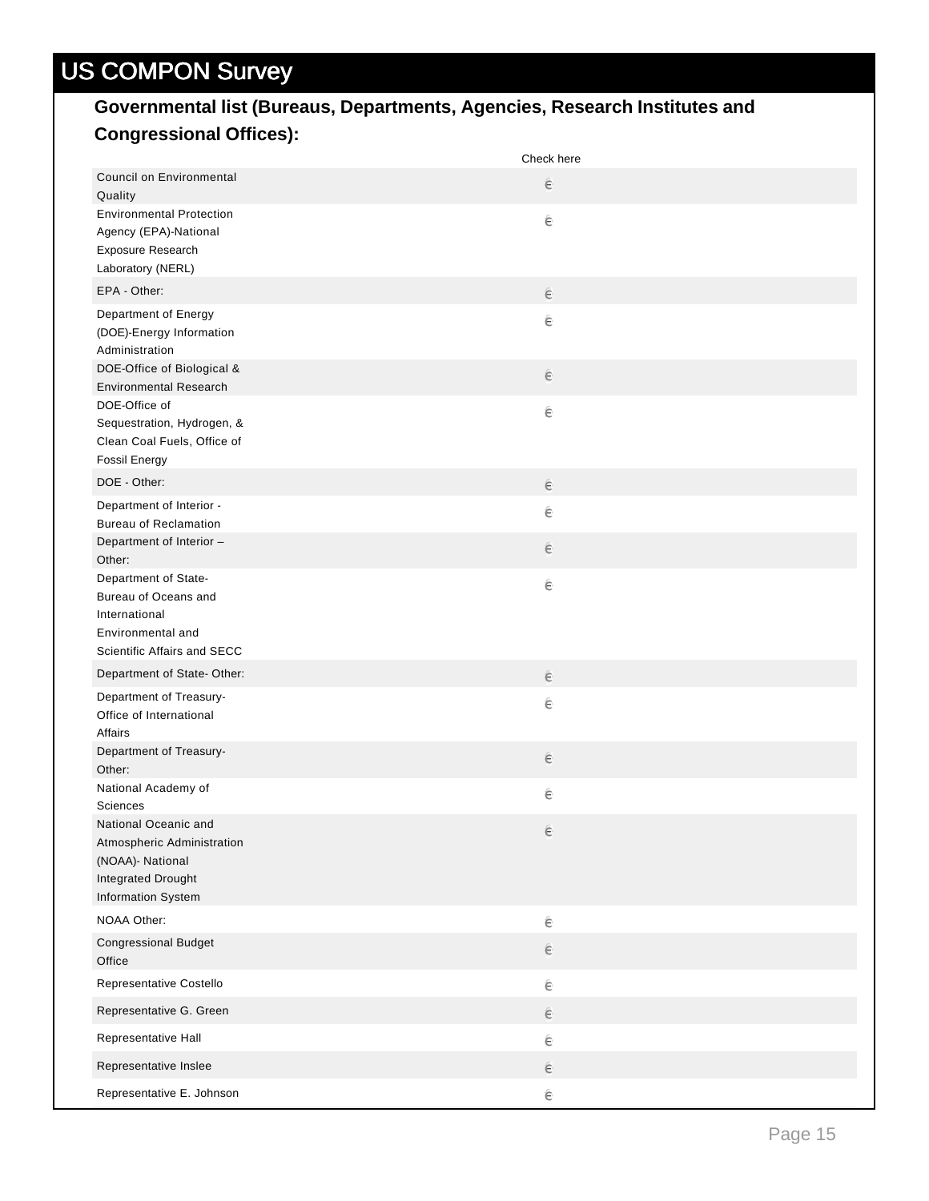# US COMPON Survey

**Governmental list (Bureaus, Departments, Agencies, Research Institutes and Congressional Offices):**

| | Check here |
|---|---|
| Council on Environmental Quality | є |
| Environmental Protection Agency (EPA)-National Exposure Research Laboratory (NERL) | є |
| EPA - Other: | є |
| Department of Energy (DOE)-Energy Information Administration | є |
| DOE-Office of Biological & Environmental Research | є |
| DOE-Office of Sequestration, Hydrogen, & Clean Coal Fuels, Office of Fossil Energy | є |
| DOE - Other: | є |
| Department of Interior - Bureau of Reclamation | є |
| Department of Interior – Other: | є |
| Department of State-Bureau of Oceans and International Environmental and Scientific Affairs and SECC | є |
| Department of State- Other: | є |
| Department of Treasury-Office of International Affairs | є |
| Department of Treasury-Other: | є |
| National Academy of Sciences | є |
| National Oceanic and Atmospheric Administration (NOAA)- National Integrated Drought Information System | є |
| NOAA Other: | є |
| Congressional Budget Office | є |
| Representative Costello | є |
| Representative G. Green | є |
| Representative Hall | є |
| Representative Inslee | є |
| Representative E. Johnson | є |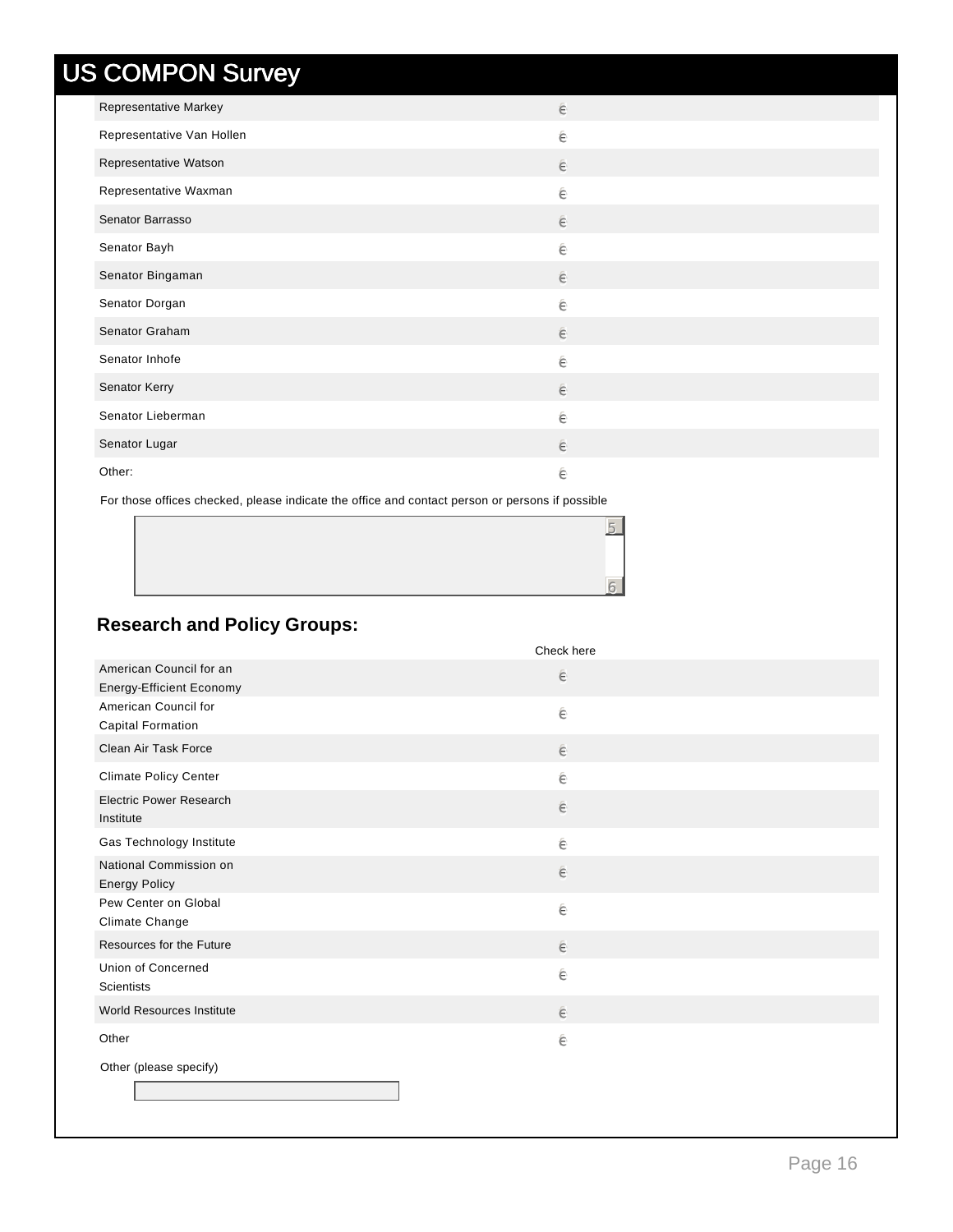# US COMPON Survey

| | |
|---|---|
| Representative Markey | є |
| Representative Van Hollen | є |
| Representative Watson | є |
| Representative Waxman | є |
| Senator Barrasso | є |
| Senator Bayh | є |
| Senator Bingaman | є |
| Senator Dorgan | є |
| Senator Graham | є |
| Senator Inhofe | є |
| Senator Kerry | є |
| Senator Lieberman | є |
| Senator Lugar | є |
| Other: | є |

For those offices checked, please indicate the office and contact person or persons if possible

## Research and Policy Groups:

| | Check here |
|---|---|
| American Council for an Energy-Efficient Economy | є |
| American Council for Capital Formation | є |
| Clean Air Task Force | є |
| Climate Policy Center | є |
| Electric Power Research Institute | є |
| Gas Technology Institute | є |
| National Commission on Energy Policy | є |
| Pew Center on Global Climate Change | є |
| Resources for the Future | є |
| Union of Concerned Scientists | є |
| World Resources Institute | є |
| Other | є |

Other (please specify)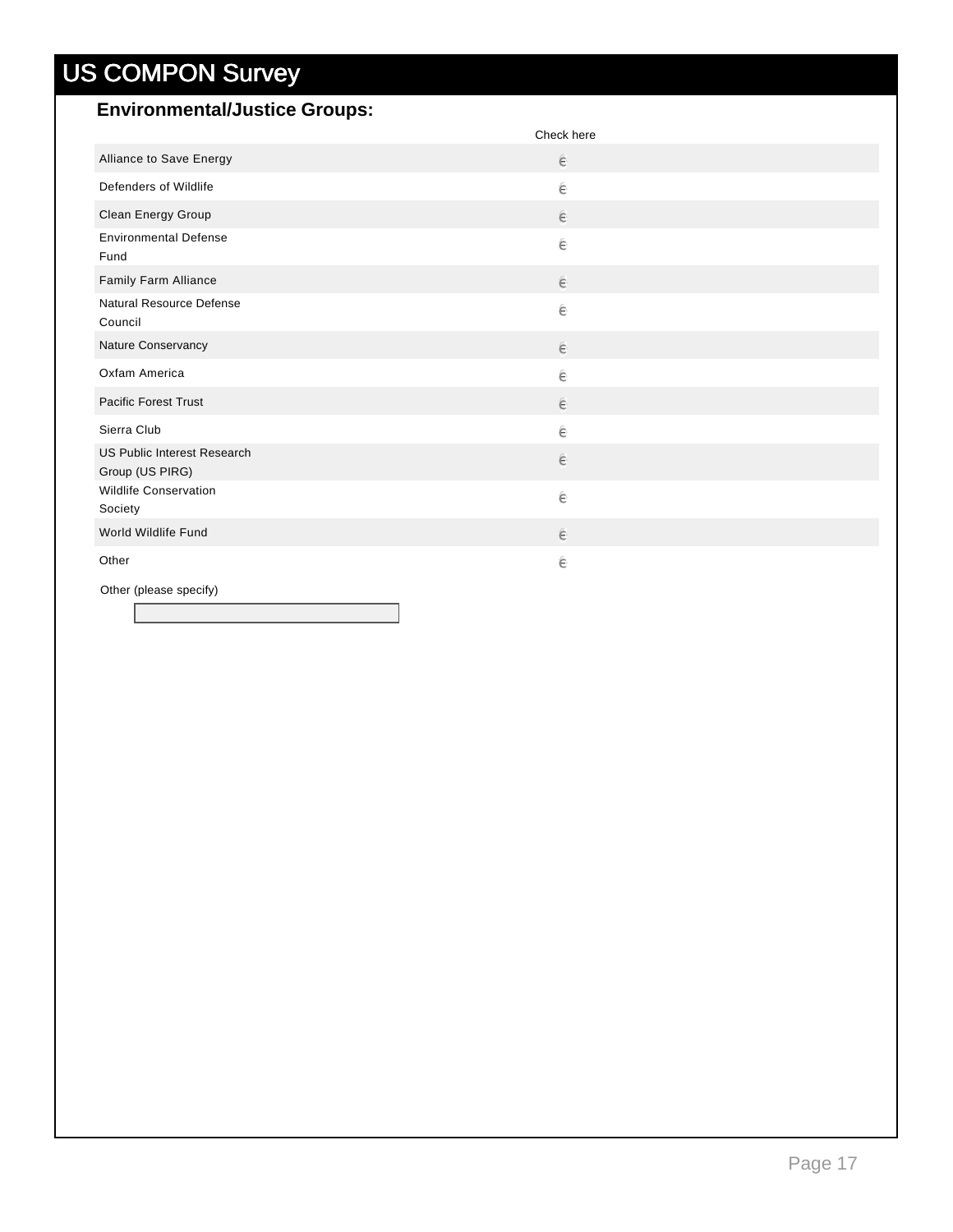# US COMPON Survey

## Environmental/Justice Groups:

| | Check here |
|---|---|
| Alliance to Save Energy | ☐ |
| Defenders of Wildlife | ☐ |
| Clean Energy Group | ☐ |
| Environmental Defense Fund | ☐ |
| Family Farm Alliance | ☐ |
| Natural Resource Defense Council | ☐ |
| Nature Conservancy | ☐ |
| Oxfam America | ☐ |
| Pacific Forest Trust | ☐ |
| Sierra Club | ☐ |
| US Public Interest Research Group (US PIRG) | ☐ |
| Wildlife Conservation Society | ☐ |
| World Wildlife Fund | ☐ |
| Other | ☐ |

Other (please specify)

[ ]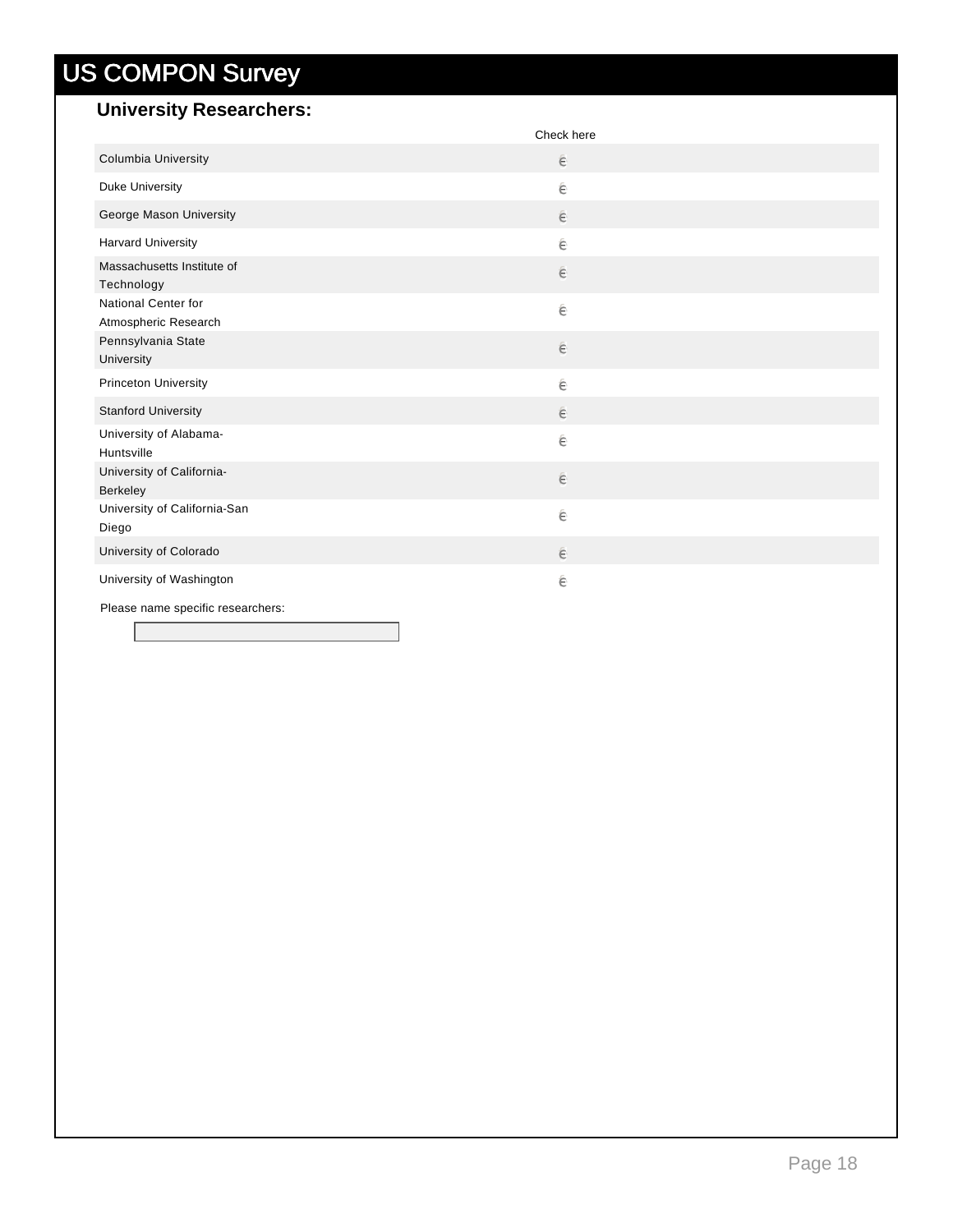# US COMPON Survey

## University Researchers:

| | Check here |
|---|---|
| Columbia University | ☐ |
| Duke University | ☐ |
| George Mason University | ☐ |
| Harvard University | ☐ |
| Massachusetts Institute of Technology | ☐ |
| National Center for Atmospheric Research | ☐ |
| Pennsylvania State University | ☐ |
| Princeton University | ☐ |
| Stanford University | ☐ |
| University of Alabama-Huntsville | ☐ |
| University of California-Berkeley | ☐ |
| University of California-San Diego | ☐ |
| University of Colorado | ☐ |
| University of Washington | ☐ |

Please name specific researchers:

\_\_\_\_\_\_\_\_\_\_\_\_\_\_\_\_\_\_\_\_\_\_\_\_\_\_\_\_\_\_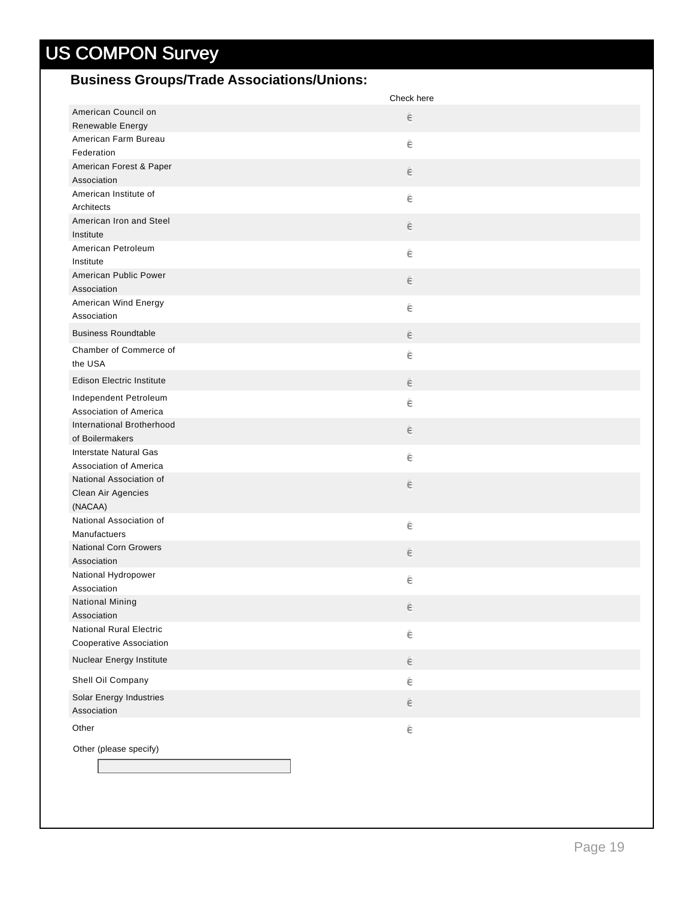## US COMPON Survey

### Business Groups/Trade Associations/Unions:

| | Check here |
|---|---|
| American Council on Renewable Energy | є |
| American Farm Bureau Federation | є |
| American Forest & Paper Association | є |
| American Institute of Architects | є |
| American Iron and Steel Institute | є |
| American Petroleum Institute | є |
| American Public Power Association | є |
| American Wind Energy Association | є |
| Business Roundtable | є |
| Chamber of Commerce of the USA | є |
| Edison Electric Institute | є |
| Independent Petroleum Association of America | є |
| International Brotherhood of Boilermakers | є |
| Interstate Natural Gas Association of America | є |
| National Association of Clean Air Agencies (NACAA) | є |
| National Association of Manufactuers | є |
| National Corn Growers Association | є |
| National Hydropower Association | є |
| National Mining Association | є |
| National Rural Electric Cooperative Association | є |
| Nuclear Energy Institute | є |
| Shell Oil Company | є |
| Solar Energy Industries Association | є |
| Other | є |

Other (please specify)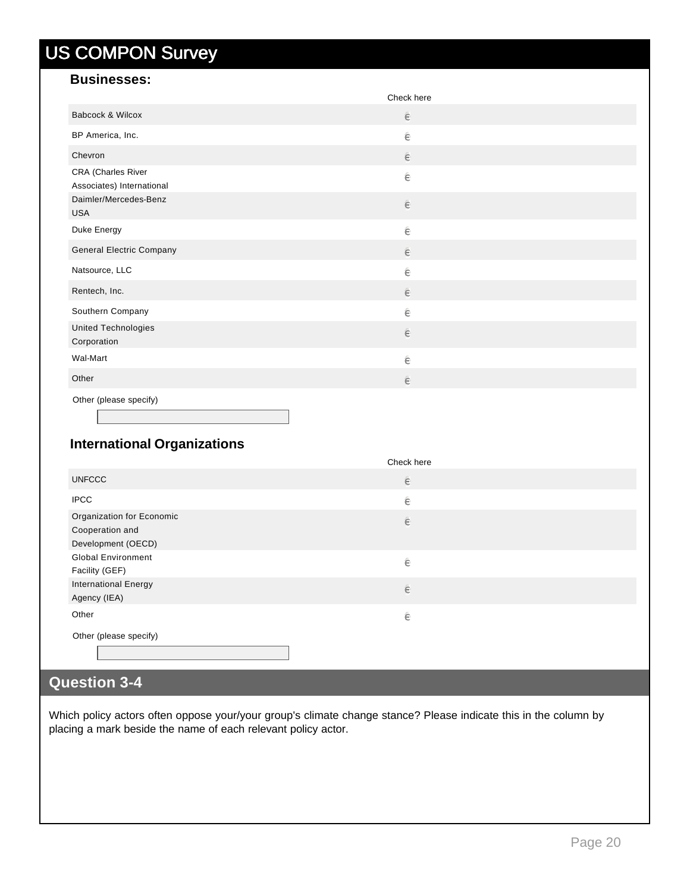# US COMPON Survey

### Businesses:

| | Check here |
|---|---|
| Babcock & Wilcox | є |
| BP America, Inc. | є |
| Chevron | є |
| CRA (Charles River Associates) International | є |
| Daimler/Mercedes-Benz USA | є |
| Duke Energy | є |
| General Electric Company | є |
| Natsource, LLC | є |
| Rentech, Inc. | є |
| Southern Company | є |
| United Technologies Corporation | є |
| Wal-Mart | є |
| Other | є |

Other (please specify)

### International Organizations

| | Check here |
|---|---|
| UNFCCC | є |
| IPCC | є |
| Organization for Economic Cooperation and Development (OECD) | є |
| Global Environment Facility (GEF) | є |
| International Energy Agency (IEA) | є |
| Other | є |

Other (please specify)

## Question 3-4

Which policy actors often oppose your/your group's climate change stance? Please indicate this in the column by placing a mark beside the name of each relevant policy actor.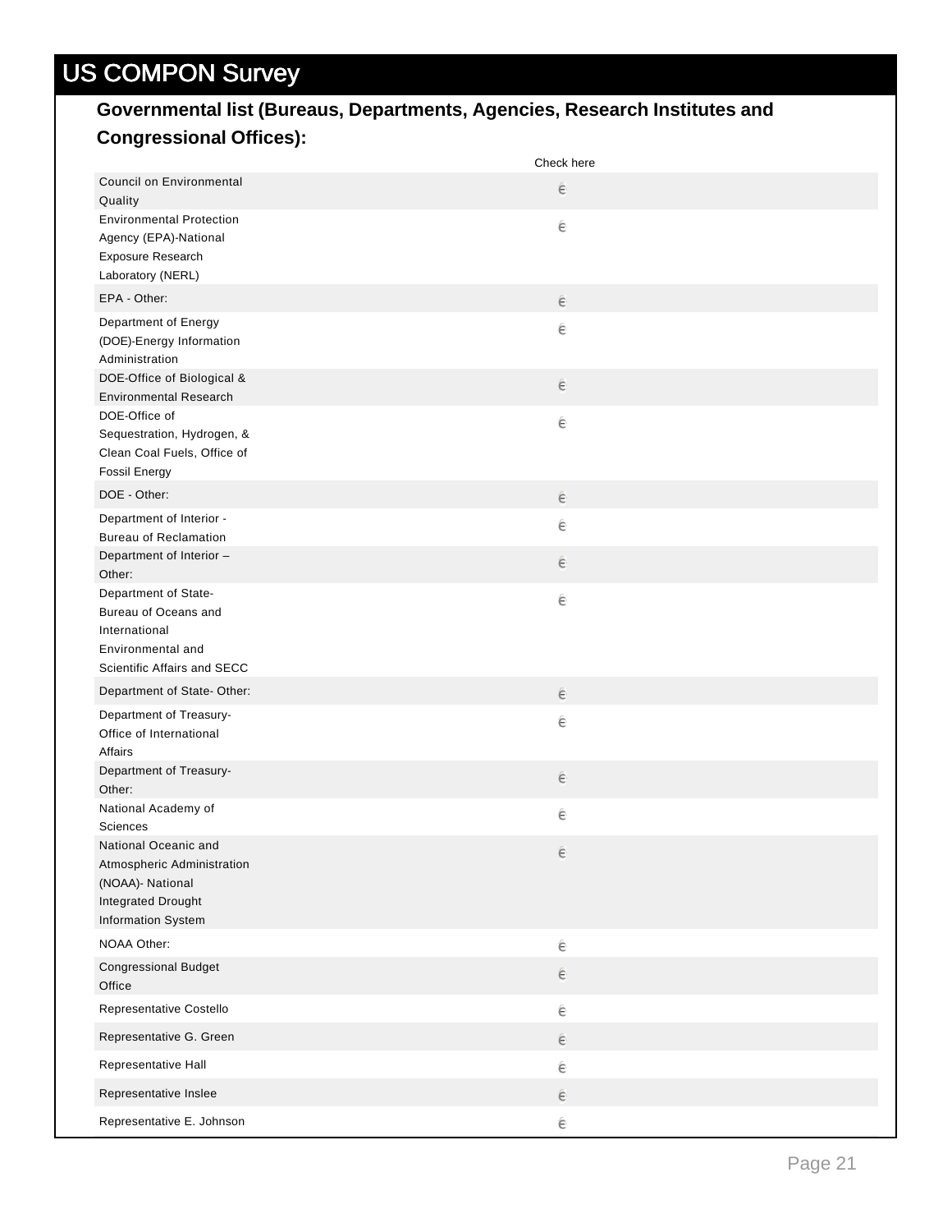# US COMPON Survey

**Governmental list (Bureaus, Departments, Agencies, Research Institutes and Congressional Offices):**

| | Check here |
|---|---|
| Council on Environmental Quality | ∈ |
| Environmental Protection Agency (EPA)-National Exposure Research Laboratory (NERL) | ∈ |
| EPA - Other: | ∈ |
| Department of Energy (DOE)-Energy Information Administration | ∈ |
| DOE-Office of Biological & Environmental Research | ∈ |
| DOE-Office of Sequestration, Hydrogen, & Clean Coal Fuels, Office of Fossil Energy | ∈ |
| DOE - Other: | ∈ |
| Department of Interior - Bureau of Reclamation | ∈ |
| Department of Interior – Other: | ∈ |
| Department of State-Bureau of Oceans and International Environmental and Scientific Affairs and SECC | ∈ |
| Department of State- Other: | ∈ |
| Department of Treasury-Office of International Affairs | ∈ |
| Department of Treasury-Other: | ∈ |
| National Academy of Sciences | ∈ |
| National Oceanic and Atmospheric Administration (NOAA)- National Integrated Drought Information System | ∈ |
| NOAA Other: | ∈ |
| Congressional Budget Office | ∈ |
| Representative Costello | ∈ |
| Representative G. Green | ∈ |
| Representative Hall | ∈ |
| Representative Inslee | ∈ |
| Representative E. Johnson | ∈ |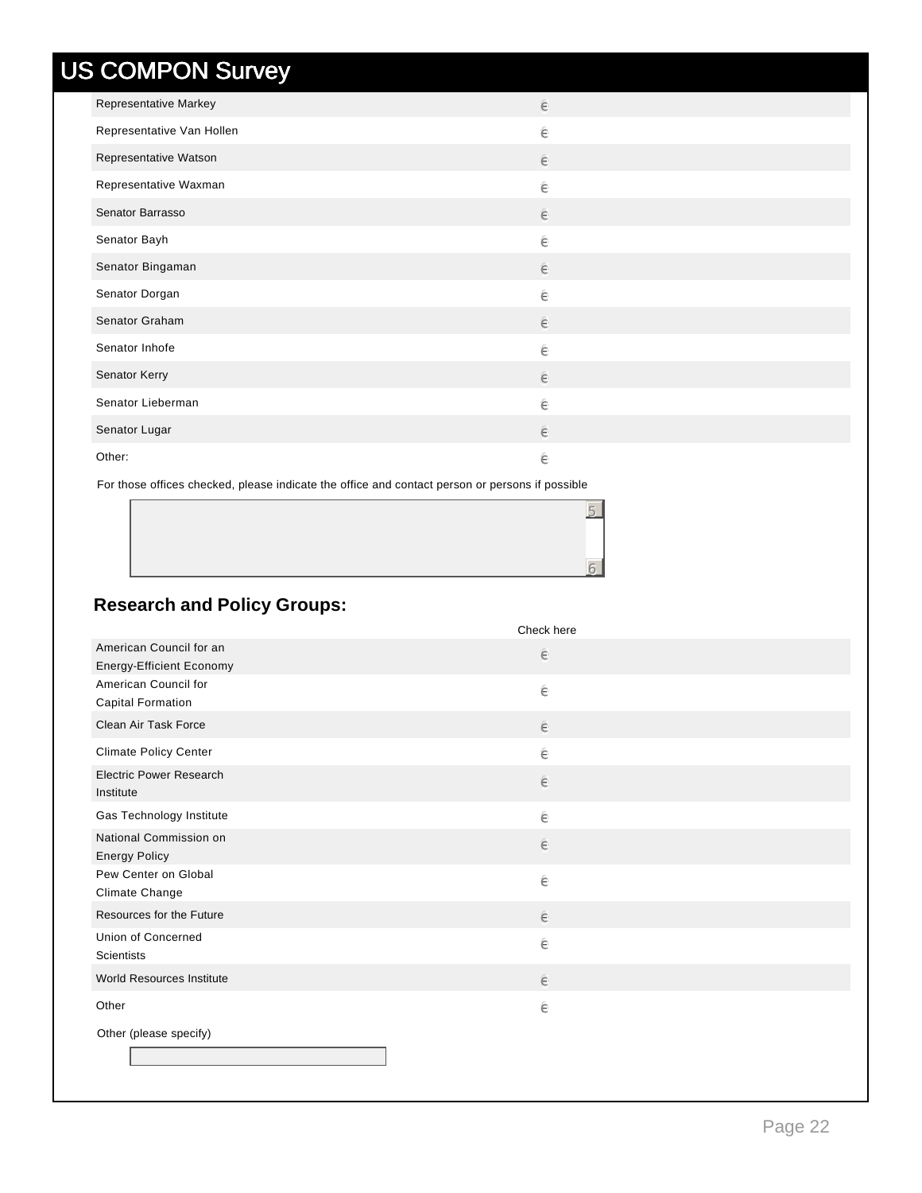# US COMPON Survey

| | |
|---|---|
| Representative Markey | ☐ |
| Representative Van Hollen | ☐ |
| Representative Watson | ☐ |
| Representative Waxman | ☐ |
| Senator Barrasso | ☐ |
| Senator Bayh | ☐ |
| Senator Bingaman | ☐ |
| Senator Dorgan | ☐ |
| Senator Graham | ☐ |
| Senator Inhofe | ☐ |
| Senator Kerry | ☐ |
| Senator Lieberman | ☐ |
| Senator Lugar | ☐ |
| Other: | ☐ |

For those offices checked, please indicate the office and contact person or persons if possible

## Research and Policy Groups:

| | Check here |
|---|---|
| American Council for an Energy-Efficient Economy | ☐ |
| American Council for Capital Formation | ☐ |
| Clean Air Task Force | ☐ |
| Climate Policy Center | ☐ |
| Electric Power Research Institute | ☐ |
| Gas Technology Institute | ☐ |
| National Commission on Energy Policy | ☐ |
| Pew Center on Global Climate Change | ☐ |
| Resources for the Future | ☐ |
| Union of Concerned Scientists | ☐ |
| World Resources Institute | ☐ |
| Other | ☐ |

Other (please specify)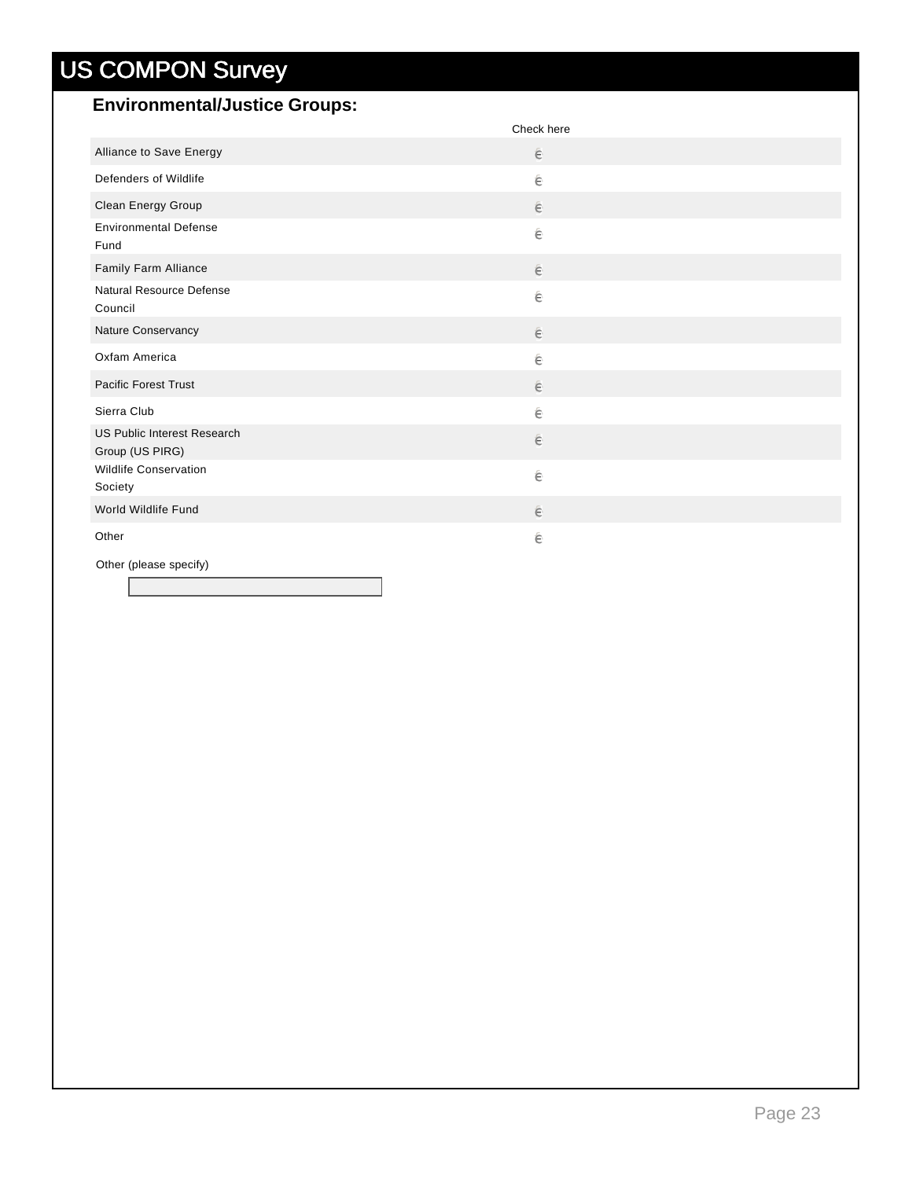# US COMPON Survey

## Environmental/Justice Groups:

| | Check here |
|---|---|
| Alliance to Save Energy | ☐ |
| Defenders of Wildlife | ☐ |
| Clean Energy Group | ☐ |
| Environmental Defense Fund | ☐ |
| Family Farm Alliance | ☐ |
| Natural Resource Defense Council | ☐ |
| Nature Conservancy | ☐ |
| Oxfam America | ☐ |
| Pacific Forest Trust | ☐ |
| Sierra Club | ☐ |
| US Public Interest Research Group (US PIRG) | ☐ |
| Wildlife Conservation Society | ☐ |
| World Wildlife Fund | ☐ |
| Other | ☐ |

Other (please specify)

[ ]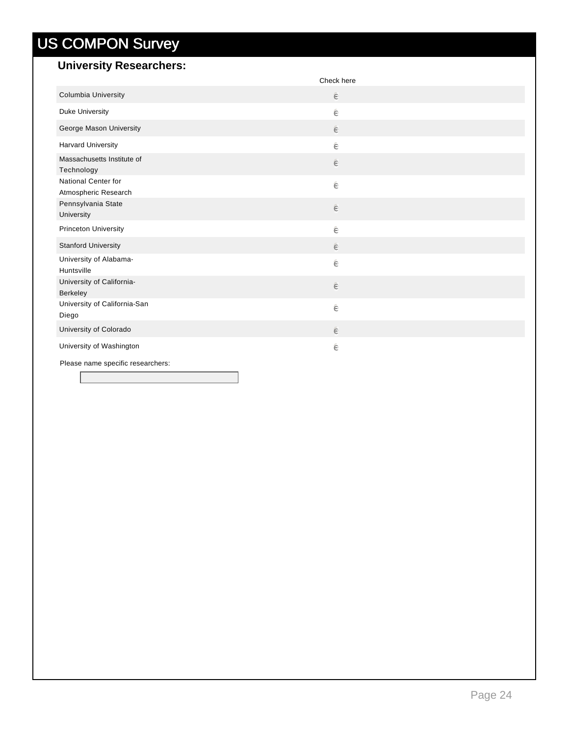# US COMPON Survey

## University Researchers:

| | Check here |
|---|---|
| Columbia University | ϵ |
| Duke University | ϵ |
| George Mason University | ϵ |
| Harvard University | ϵ |
| Massachusetts Institute of Technology | ϵ |
| National Center for Atmospheric Research | ϵ |
| Pennsylvania State University | ϵ |
| Princeton University | ϵ |
| Stanford University | ϵ |
| University of Alabama-Huntsville | ϵ |
| University of California-Berkeley | ϵ |
| University of California-San Diego | ϵ |
| University of Colorado | ϵ |
| University of Washington | ϵ |

Please name specific researchers: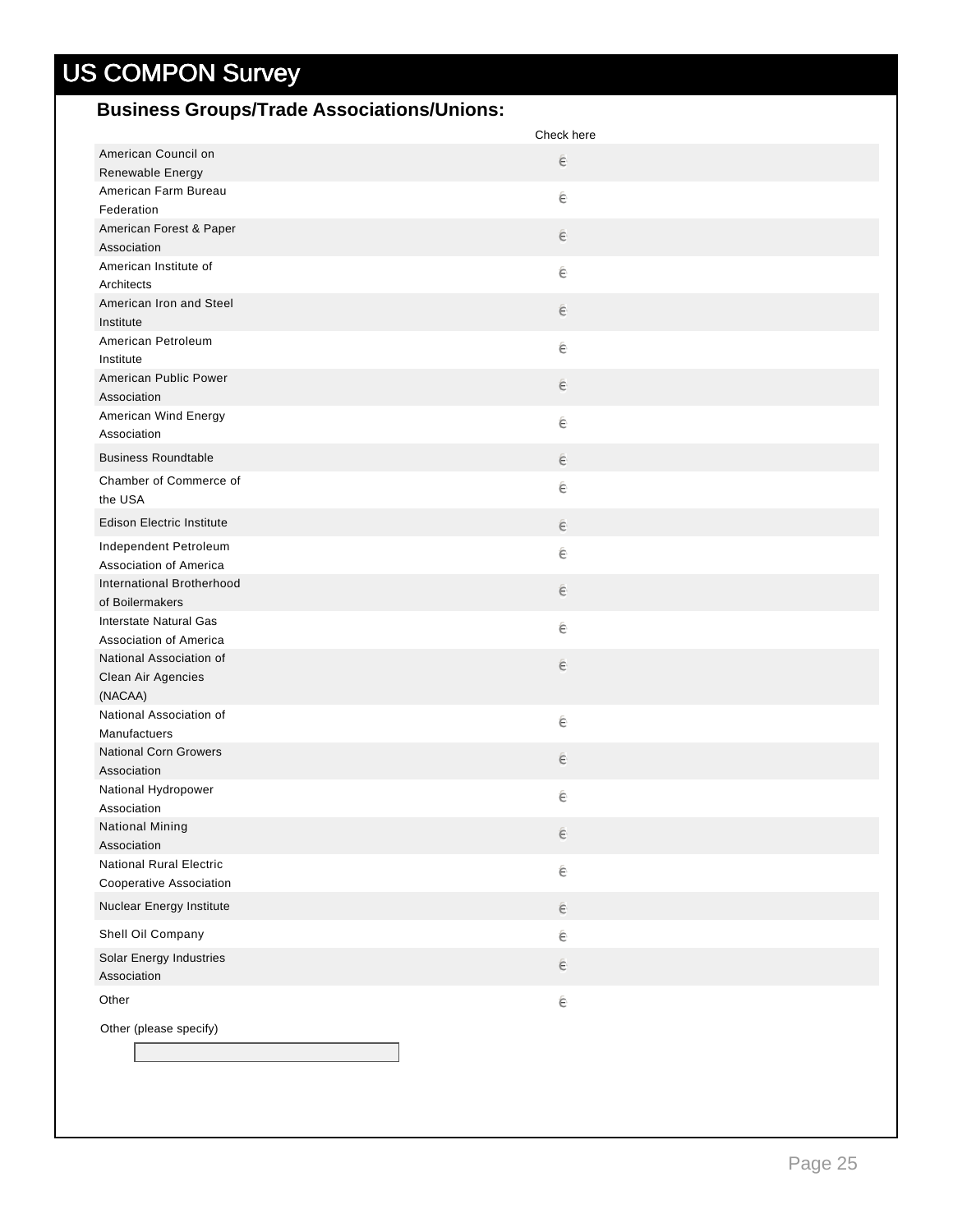# US COMPON Survey

**Business Groups/Trade Associations/Unions:**

| | Check here |
|---|---|
| American Council on Renewable Energy | ∈ |
| American Farm Bureau Federation | ∈ |
| American Forest & Paper Association | ∈ |
| American Institute of Architects | ∈ |
| American Iron and Steel Institute | ∈ |
| American Petroleum Institute | ∈ |
| American Public Power Association | ∈ |
| American Wind Energy Association | ∈ |
| Business Roundtable | ∈ |
| Chamber of Commerce of the USA | ∈ |
| Edison Electric Institute | ∈ |
| Independent Petroleum Association of America | ∈ |
| International Brotherhood of Boilermakers | ∈ |
| Interstate Natural Gas Association of America | ∈ |
| National Association of Clean Air Agencies (NACAA) | ∈ |
| National Association of Manufactuers | ∈ |
| National Corn Growers Association | ∈ |
| National Hydropower Association | ∈ |
| National Mining Association | ∈ |
| National Rural Electric Cooperative Association | ∈ |
| Nuclear Energy Institute | ∈ |
| Shell Oil Company | ∈ |
| Solar Energy Industries Association | ∈ |
| Other | ∈ |

Other (please specify)

[ ]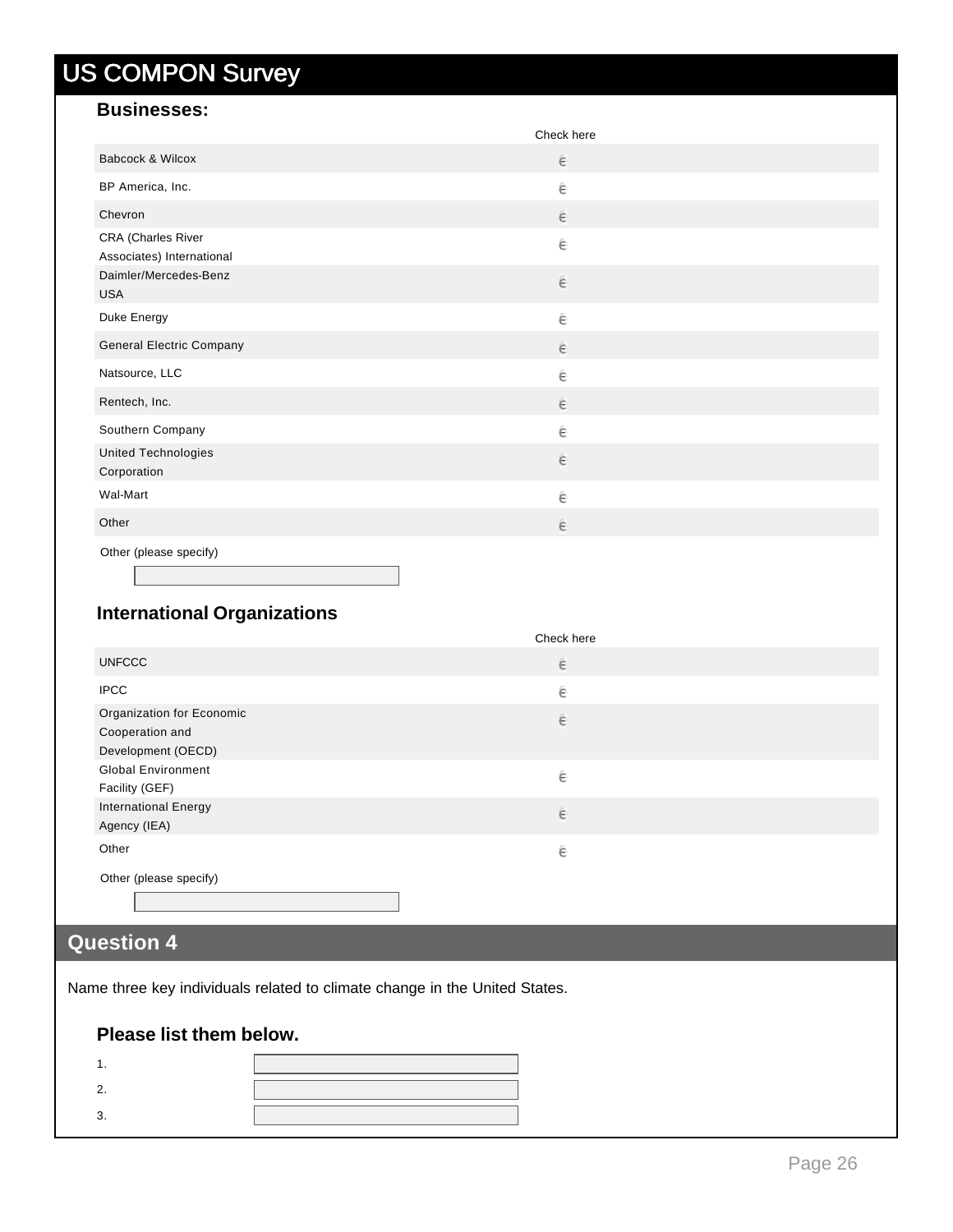# US COMPON Survey

### Businesses:

| | Check here |
|---|---|
| Babcock & Wilcox | ☐ |
| BP America, Inc. | ☐ |
| Chevron | ☐ |
| CRA (Charles River Associates) International | ☐ |
| Daimler/Mercedes-Benz USA | ☐ |
| Duke Energy | ☐ |
| General Electric Company | ☐ |
| Natsource, LLC | ☐ |
| Rentech, Inc. | ☐ |
| Southern Company | ☐ |
| United Technologies Corporation | ☐ |
| Wal-Mart | ☐ |
| Other | ☐ |

Other (please specify)

\_\_\_\_\_\_\_\_\_\_\_\_\_\_\_\_\_\_\_\_

### International Organizations

| | Check here |
|---|---|
| UNFCCC | ☐ |
| IPCC | ☐ |
| Organization for Economic Cooperation and Development (OECD) | ☐ |
| Global Environment Facility (GEF) | ☐ |
| International Energy Agency (IEA) | ☐ |
| Other | ☐ |

Other (please specify)

\_\_\_\_\_\_\_\_\_\_\_\_\_\_\_\_\_\_\_\_

## Question 4

Name three key individuals related to climate change in the United States.

### Please list them below.

1. \_\_\_\_\_\_\_\_\_\_\_\_\_\_\_\_\_\_\_\_
2. \_\_\_\_\_\_\_\_\_\_\_\_\_\_\_\_\_\_\_\_
3. \_\_\_\_\_\_\_\_\_\_\_\_\_\_\_\_\_\_\_\_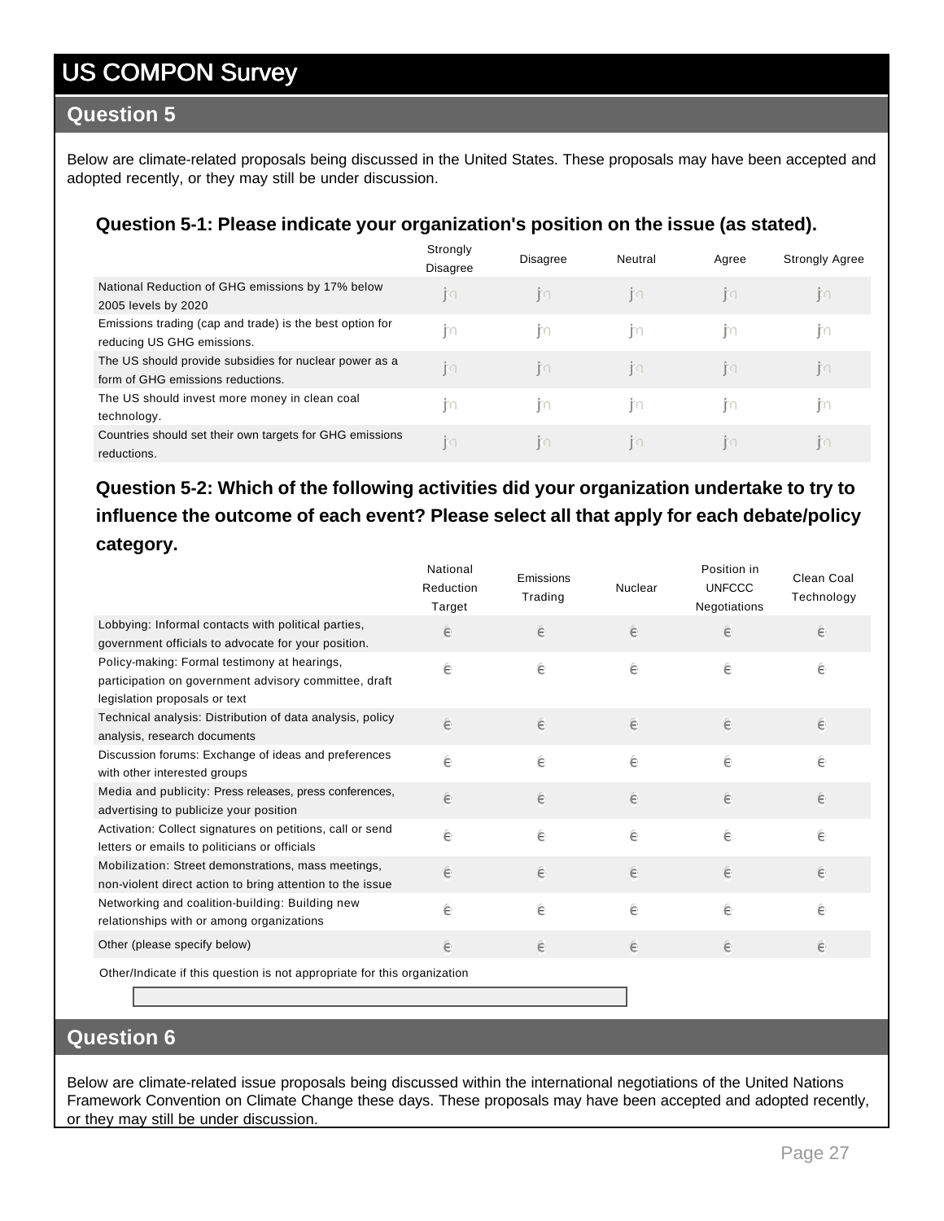# US COMPON Survey

## Question 5

Below are climate-related proposals being discussed in the United States. These proposals may have been accepted and adopted recently, or they may still be under discussion.

### Question 5-1: Please indicate your organization's position on the issue (as stated).

| | Strongly Disagree | Disagree | Neutral | Agree | Strongly Agree |
|---|---|---|---|---|---|
| National Reduction of GHG emissions by 17% below 2005 levels by 2020 | | | | | |
| Emissions trading (cap and trade) is the best option for reducing US GHG emissions. | | | | | |
| The US should provide subsidies for nuclear power as a form of GHG emissions reductions. | | | | | |
| The US should invest more money in clean coal technology. | | | | | |
| Countries should set their own targets for GHG emissions reductions. | | | | | |

### Question 5-2: Which of the following activities did your organization undertake to try to influence the outcome of each event? Please select all that apply for each debate/policy category.

| | National Reduction Target | Emissions Trading | Nuclear | Position in UNFCCC Negotiations | Clean Coal Technology |
|---|---|---|---|---|---|
| Lobbying: Informal contacts with political parties, government officials to advocate for your position. | | | | | |
| Policy-making: Formal testimony at hearings, participation on government advisory committee, draft legislation proposals or text | | | | | |
| Technical analysis: Distribution of data analysis, policy analysis, research documents | | | | | |
| Discussion forums: Exchange of ideas and preferences with other interested groups | | | | | |
| Media and publicity: Press releases, press conferences, advertising to publicize your position | | | | | |
| Activation: Collect signatures on petitions, call or send letters or emails to politicians or officials | | | | | |
| Mobilization: Street demonstrations, mass meetings, non-violent direct action to bring attention to the issue | | | | | |
| Networking and coalition-building: Building new relationships with or among organizations | | | | | |
| Other (please specify below) | | | | | |

Other/Indicate if this question is not appropriate for this organization

## Question 6

Below are climate-related issue proposals being discussed within the international negotiations of the United Nations Framework Convention on Climate Change these days. These proposals may have been accepted and adopted recently, or they may still be under discussion.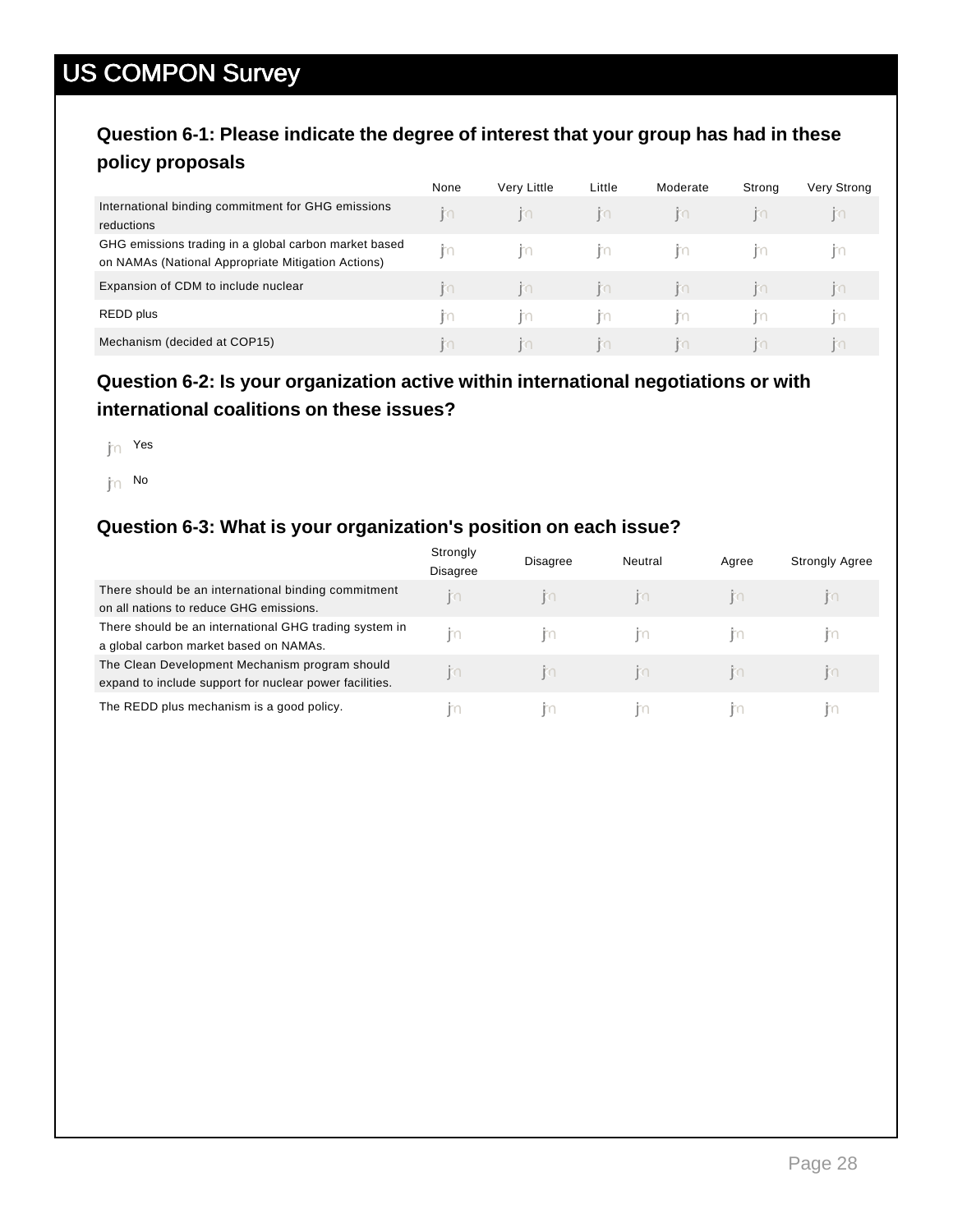# US COMPON Survey

**Question 6-1: Please indicate the degree of interest that your group has had in these policy proposals**

| | None | Very Little | Little | Moderate | Strong | Very Strong |
|---|---|---|---|---|---|---|
| International binding commitment for GHG emissions reductions | | | | | | |
| GHG emissions trading in a global carbon market based on NAMAs (National Appropriate Mitigation Actions) | | | | | | |
| Expansion of CDM to include nuclear | | | | | | |
| REDD plus | | | | | | |
| Mechanism (decided at COP15) | | | | | | |

**Question 6-2: Is your organization active within international negotiations or with international coalitions on these issues?**

- Yes
- No

**Question 6-3: What is your organization's position on each issue?**

| | Strongly Disagree | Disagree | Neutral | Agree | Strongly Agree |
|---|---|---|---|---|---|
| There should be an international binding commitment on all nations to reduce GHG emissions. | | | | | |
| There should be an international GHG trading system in a global carbon market based on NAMAs. | | | | | |
| The Clean Development Mechanism program should expand to include support for nuclear power facilities. | | | | | |
| The REDD plus mechanism is a good policy. | | | | | |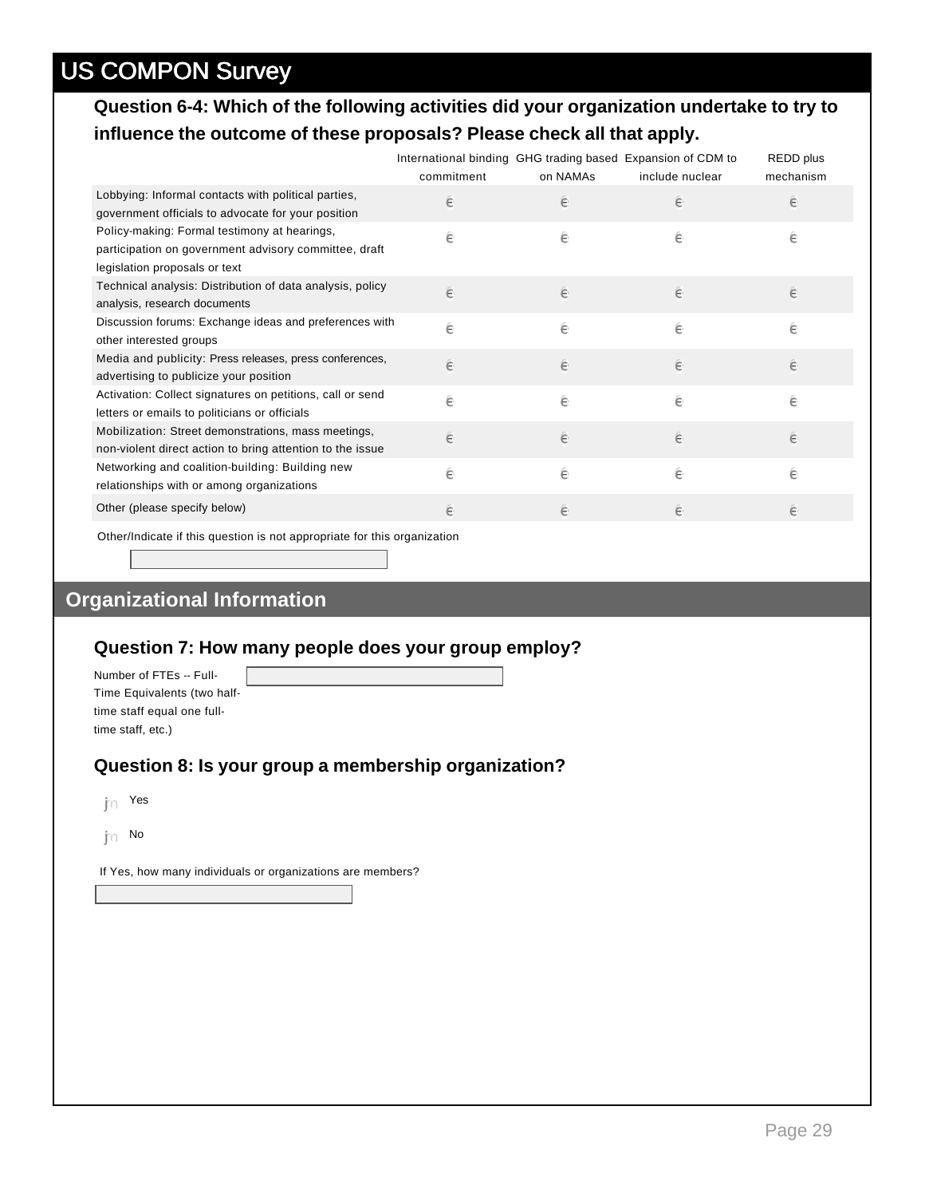# US COMPON Survey

**Question 6-4: Which of the following activities did your organization undertake to try to influence the outcome of these proposals? Please check all that apply.**

| | International binding commitment | GHG trading based on NAMAs | Expansion of CDM to include nuclear | REDD plus mechanism |
|---|---|---|---|---|
| Lobbying: Informal contacts with political parties, government officials to advocate for your position | ☐ | ☐ | ☐ | ☐ |
| Policy-making: Formal testimony at hearings, participation on government advisory committee, draft legislation proposals or text | ☐ | ☐ | ☐ | ☐ |
| Technical analysis: Distribution of data analysis, policy analysis, research documents | ☐ | ☐ | ☐ | ☐ |
| Discussion forums: Exchange ideas and preferences with other interested groups | ☐ | ☐ | ☐ | ☐ |
| Media and publicity: Press releases, press conferences, advertising to publicize your position | ☐ | ☐ | ☐ | ☐ |
| Activation: Collect signatures on petitions, call or send letters or emails to politicians or officials | ☐ | ☐ | ☐ | ☐ |
| Mobilization: Street demonstrations, mass meetings, non-violent direct action to bring attention to the issue | ☐ | ☐ | ☐ | ☐ |
| Networking and coalition-building: Building new relationships with or among organizations | ☐ | ☐ | ☐ | ☐ |
| Other (please specify below) | ☐ | ☐ | ☐ | ☐ |

Other/Indicate if this question is not appropriate for this organization

[ ]

## Organizational Information

**Question 7: How many people does your group employ?**

Number of FTEs -- Full-Time Equivalents (two half-time staff equal one full-time staff, etc.) [ ]

**Question 8: Is your group a membership organization?**

- ○ Yes
- ○ No

If Yes, how many individuals or organizations are members?

[ ]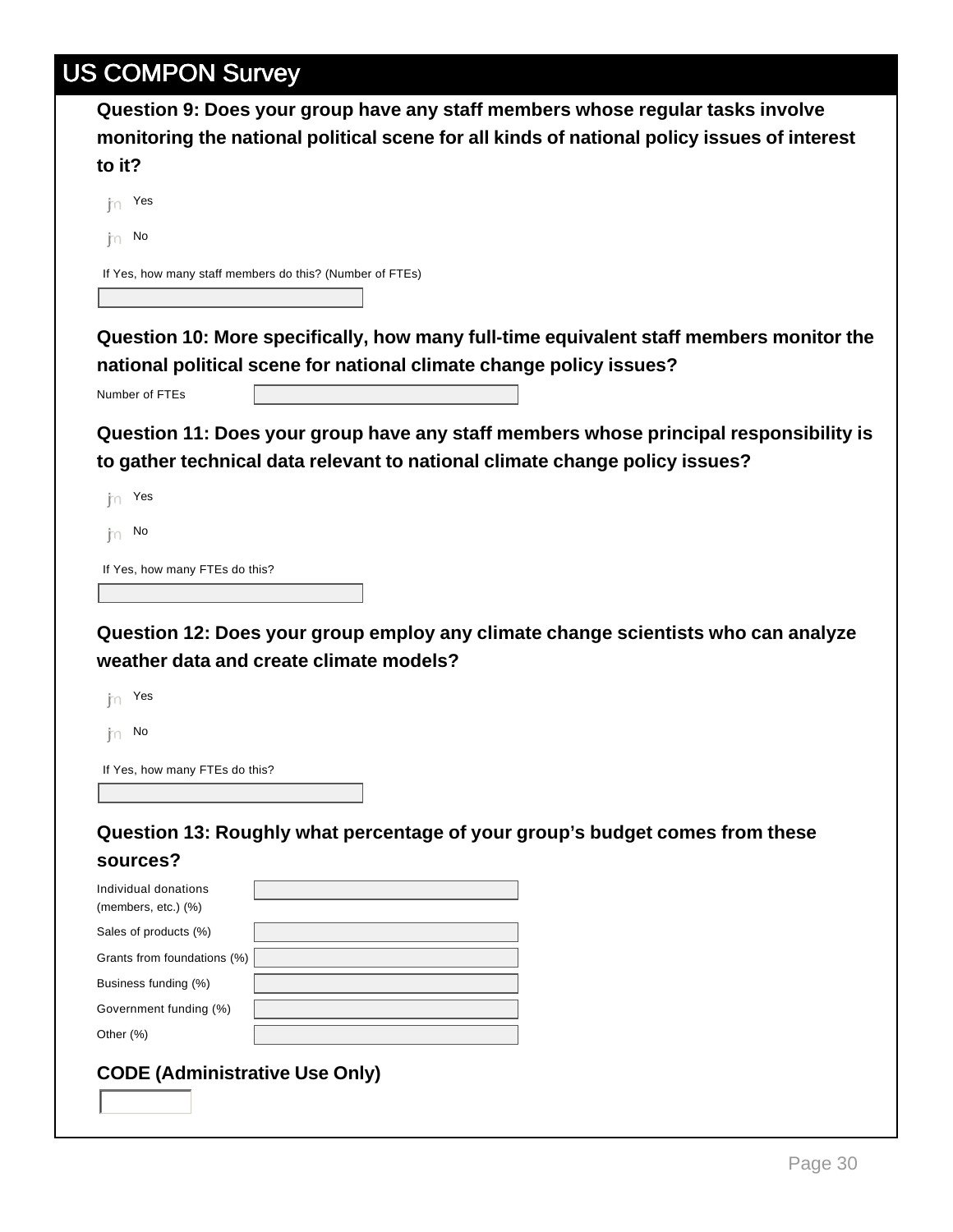# US COMPON Survey

**Question 9: Does your group have any staff members whose regular tasks involve monitoring the national political scene for all kinds of national policy issues of interest to it?**

- Yes
- No

If Yes, how many staff members do this? (Number of FTEs)

**Question 10: More specifically, how many full-time equivalent staff members monitor the national political scene for national climate change policy issues?**

Number of FTEs

**Question 11: Does your group have any staff members whose principal responsibility is to gather technical data relevant to national climate change policy issues?**

- Yes
- No

If Yes, how many FTEs do this?

**Question 12: Does your group employ any climate change scientists who can analyze weather data and create climate models?**

- Yes
- No

If Yes, how many FTEs do this?

**Question 13: Roughly what percentage of your group's budget comes from these sources?**

Individual donations (members, etc.) (%)

Sales of products (%)

Grants from foundations (%)

Business funding (%)

Government funding (%)

Other (%)

**CODE (Administrative Use Only)**